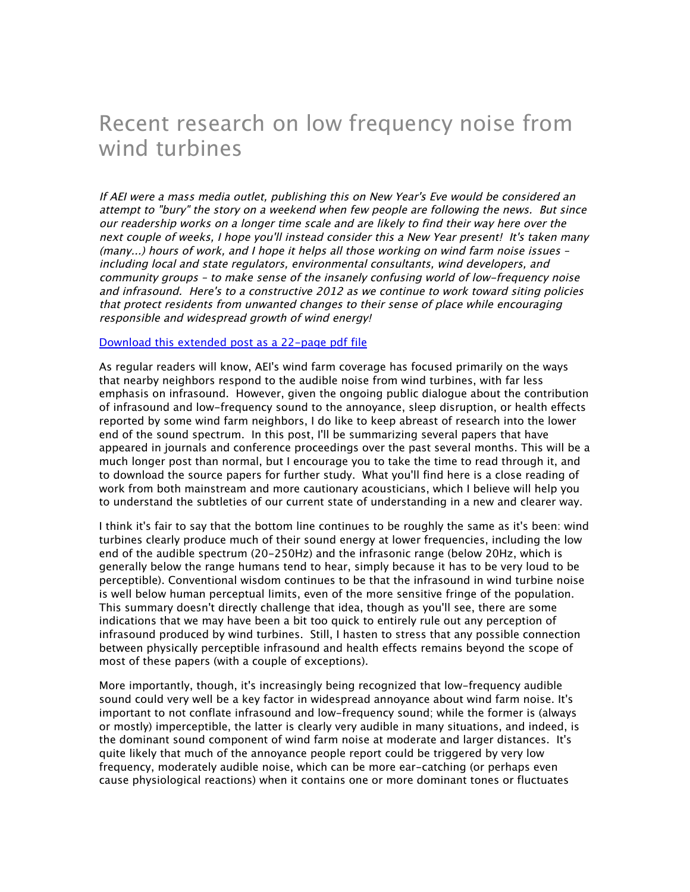# Recent research on low frequency noise from wind turbines

*If AEI were a mass media outlet, publishing this on New Year's Eve would be considered an attempt to "bury" the story on a weekend when few people are following the news. But since our readership works on a longer time scale and are likely to find their way here over the next couple of weeks, I hope you'll instead consider this a New Year present! It's taken many (many...) hours of work, and I hope it helps all those working on wind farm noise issues – including local and state regulators, environmental consultants, wind developers, and community groups – to make sense of the insanely confusing world of low-frequency noise and infrasound. Here's to a constructive 2012 as we continue to work toward siting policies that protect residents from unwanted changes to their sense of place while encouraging responsible and widespread growth of wind energy!*

Download this extended post as a 22-page pdf file

As regular readers will know, AEI's wind farm coverage has focused primarily on the ways that nearby neighbors respond to the audible noise from wind turbines, with far less emphasis on infrasound. However, given the ongoing public dialogue about the contribution of infrasound and low-frequency sound to the annoyance, sleep disruption, or health effects reported by some wind farm neighbors, I do like to keep abreast of research into the lower end of the sound spectrum. In this post, I'll be summarizing several papers that have appeared in journals and conference proceedings over the past several months. This will be a much longer post than normal, but I encourage you to take the time to read through it, and to download the source papers for further study. What you'll find here is a close reading of work from both mainstream and more cautionary acousticians, which I believe will help you to understand the subtleties of our current state of understanding in a new and clearer way.

I think it's fair to say that the bottom line continues to be roughly the same as it's been: wind turbines clearly produce much of their sound energy at lower frequencies, including the low end of the audible spectrum (20-250Hz) and the infrasonic range (below 20Hz, which is generally below the range humans tend to hear, simply because it has to be very loud to be perceptible). Conventional wisdom continues to be that the infrasound in wind turbine noise is well below human perceptual limits, even of the more sensitive fringe of the population. This summary doesn't directly challenge that idea, though as you'll see, there are some indications that we may have been a bit too quick to entirely rule out any perception of infrasound produced by wind turbines. Still, I hasten to stress that any possible connection between physically perceptible infrasound and health effects remains beyond the scope of most of these papers (with a couple of exceptions).

More importantly, though, it's increasingly being recognized that low-frequency audible sound could very well be a key factor in widespread annoyance about wind farm noise. It's important to not conflate infrasound and low-frequency sound; while the former is (always or mostly) imperceptible, the latter is clearly very audible in many situations, and indeed, is the dominant sound component of wind farm noise at moderate and larger distances. It's quite likely that much of the annoyance people report could be triggered by very low frequency, moderately audible noise, which can be more ear-catching (or perhaps even cause physiological reactions) when it contains one or more dominant tones or fluctuates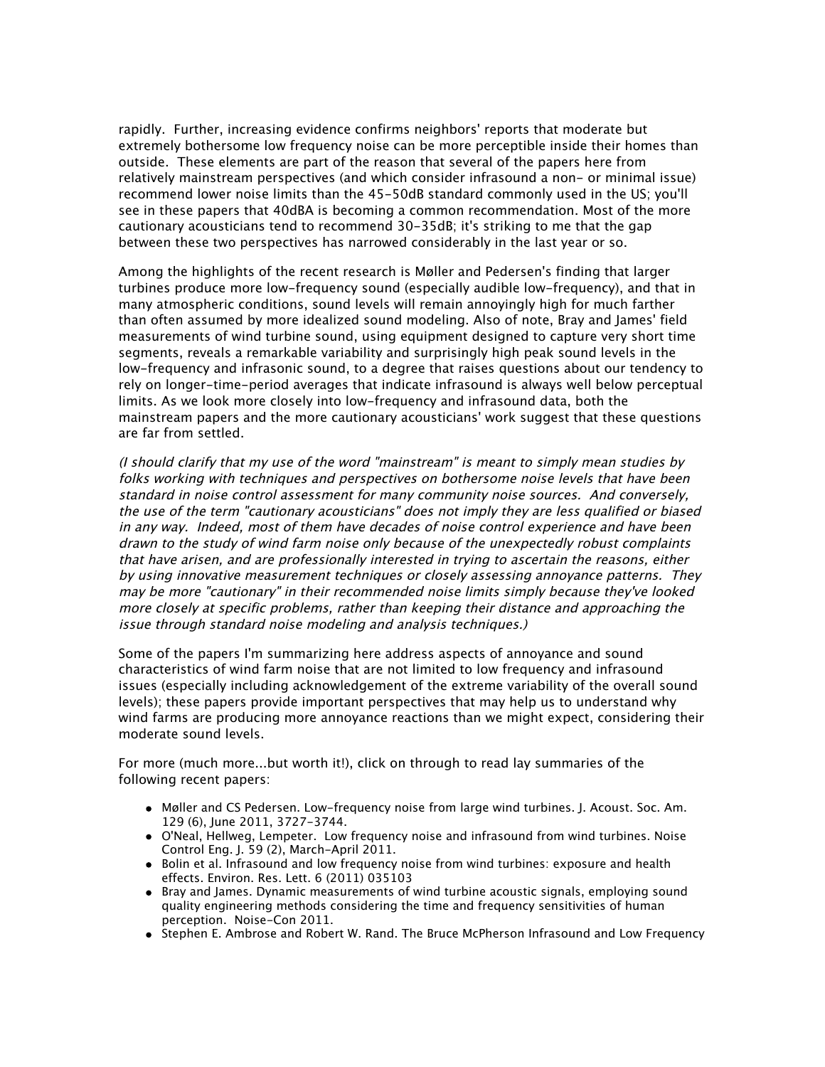rapidly. Further, increasing evidence confirms neighbors' reports that moderate but extremely bothersome low frequency noise can be more perceptible inside their homes than outside. These elements are part of the reason that several of the papers here from relatively mainstream perspectives (and which consider infrasound a non- or minimal issue) recommend lower noise limits than the 45-50dB standard commonly used in the US; you'll see in these papers that 40dBA is becoming a common recommendation. Most of the more cautionary acousticians tend to recommend 30-35dB; it's striking to me that the gap between these two perspectives has narrowed considerably in the last year or so.

Among the highlights of the recent research is Møller and Pedersen's finding that larger turbines produce more low-frequency sound (especially audible low-frequency), and that in many atmospheric conditions, sound levels will remain annoyingly high for much farther than often assumed by more idealized sound modeling. Also of note, Bray and James' field measurements of wind turbine sound, using equipment designed to capture very short time segments, reveals a remarkable variability and surprisingly high peak sound levels in the low-frequency and infrasonic sound, to a degree that raises questions about our tendency to rely on longer-time-period averages that indicate infrasound is always well below perceptual limits. As we look more closely into low-frequency and infrasound data, both the mainstream papers and the more cautionary acousticians' work suggest that these questions are far from settled.

*(I should clarify that my use of the word "mainstream" is meant to simply mean studies by folks working with techniques and perspectives on bothersome noise levels that have been standard in noise control assessment for many community noise sources. And conversely, the use of the term "cautionary acousticians" does not imply they are less qualified or biased in any way. Indeed, most of them have decades of noise control experience and have been drawn to the study of wind farm noise only because of the unexpectedly robust complaints that have arisen, and are professionally interested in trying to ascertain the reasons, either by using innovative measurement techniques or closely assessing annoyance patterns. They may be more "cautionary" in their recommended noise limits simply because they've looked more closely at specific problems, rather than keeping their distance and approaching the issue through standard noise modeling and analysis techniques.)*

Some of the papers I'm summarizing here address aspects of annoyance and sound characteristics of wind farm noise that are not limited to low frequency and infrasound issues (especially including acknowledgement of the extreme variability of the overall sound levels); these papers provide important perspectives that may help us to understand why wind farms are producing more annoyance reactions than we might expect, considering their moderate sound levels.

For more (much more...but worth it!), click on through to read lay summaries of the following recent papers:

- Møller and CS Pedersen. Low-frequency noise from large wind turbines. J. Acoust. Soc. Am. 129 (6), June 2011, 3727-3744.
- O'Neal, Hellweg, Lempeter. Low frequency noise and infrasound from wind turbines. Noise Control Eng. J. 59 (2), March-April 2011.
- Bolin et al. Infrasound and low frequency noise from wind turbines: exposure and health effects. Environ. Res. Lett. 6 (2011) 035103
- Bray and James. Dynamic measurements of wind turbine acoustic signals, employing sound quality engineering methods considering the time and frequency sensitivities of human perception. Noise-Con 2011.
- Stephen E. Ambrose and Robert W. Rand. The Bruce McPherson Infrasound and Low Frequency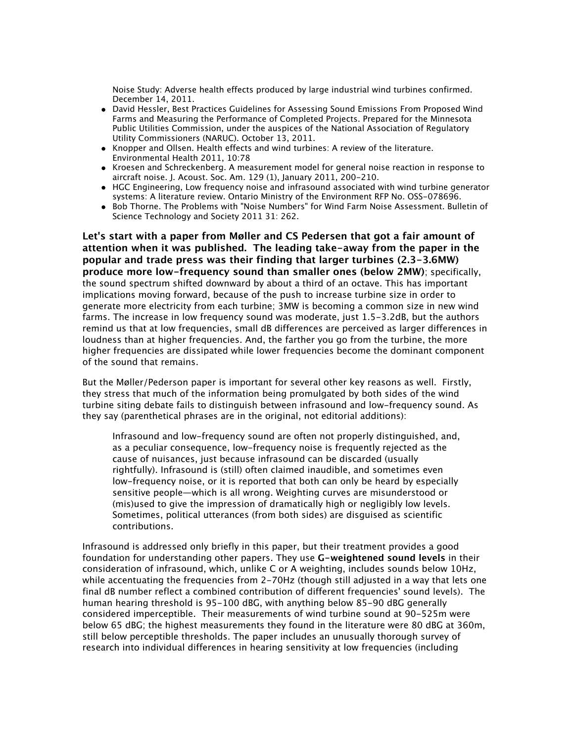Noise Study: Adverse health effects produced by large industrial wind turbines confirmed. December 14, 2011.

- David Hessler, Best Practices Guidelines for Assessing Sound Emissions From Proposed Wind Farms and Measuring the Performance of Completed Projects. Prepared for the Minnesota Public Utilities Commission, under the auspices of the National Association of Regulatory Utility Commissioners (NARUC). October 13, 2011.
- Knopper and Ollsen. Health effects and wind turbines: A review of the literature. Environmental Health 2011, 10:78
- Kroesen and Schreckenberg. A measurement model for general noise reaction in response to aircraft noise. J. Acoust. Soc. Am. 129 (1), January 2011, 200-210.
- HGC Engineering, Low frequency noise and infrasound associated with wind turbine generator systems: A literature review. Ontario Ministry of the Environment RFP No. OSS-078696.
- Bob Thorne. The Problems with "Noise Numbers" for Wind Farm Noise Assessment. Bulletin of Science Technology and Society 2011 31: 262.

**Let's start with a paper from Møller and CS Pedersen that got a fair amount of attention when it was published. The leading take-away from the paper in the popular and trade press was their finding that larger turbines (2.3-3.6MW) produce more low-frequency sound than smaller ones (below 2MW)**; specifically, the sound spectrum shifted downward by about a third of an octave. This has important implications moving forward, because of the push to increase turbine size in order to generate more electricity from each turbine; 3MW is becoming a common size in new wind farms. The increase in low frequency sound was moderate, just 1.5-3.2dB, but the authors remind us that at low frequencies, small dB differences are perceived as larger differences in loudness than at higher frequencies. And, the farther you go from the turbine, the more higher frequencies are dissipated while lower frequencies become the dominant component of the sound that remains.

But the Møller/Pederson paper is important for several other key reasons as well. Firstly, they stress that much of the information being promulgated by both sides of the wind turbine siting debate fails to distinguish between infrasound and low-frequency sound. As they say (parenthetical phrases are in the original, not editorial additions):

> Infrasound and low-frequency sound are often not properly distinguished, and, as a peculiar consequence, low-frequency noise is frequently rejected as the cause of nuisances, just because infrasound can be discarded (usually rightfully). Infrasound is (still) often claimed inaudible, and sometimes even low-frequency noise, or it is reported that both can only be heard by especially sensitive people—which is all wrong. Weighting curves are misunderstood or (mis)used to give the impression of dramatically high or negligibly low levels. Sometimes, political utterances (from both sides) are disguised as scientific contributions.

Infrasound is addressed only briefly in this paper, but their treatment provides a good foundation for understanding other papers. They use **G-weightened sound levels** in their consideration of infrasound, which, unlike C or A weighting, includes sounds below 10Hz, while accentuating the frequencies from 2-70Hz (though still adjusted in a way that lets one final dB number reflect a combined contribution of different frequencies' sound levels). The human hearing threshold is 95-100 dBG, with anything below 85-90 dBG generally considered imperceptible. Their measurements of wind turbine sound at 90-525m were below 65 dBG; the highest measurements they found in the literature were 80 dBG at 360m, still below perceptible thresholds. The paper includes an unusually thorough survey of research into individual differences in hearing sensitivity at low frequencies (including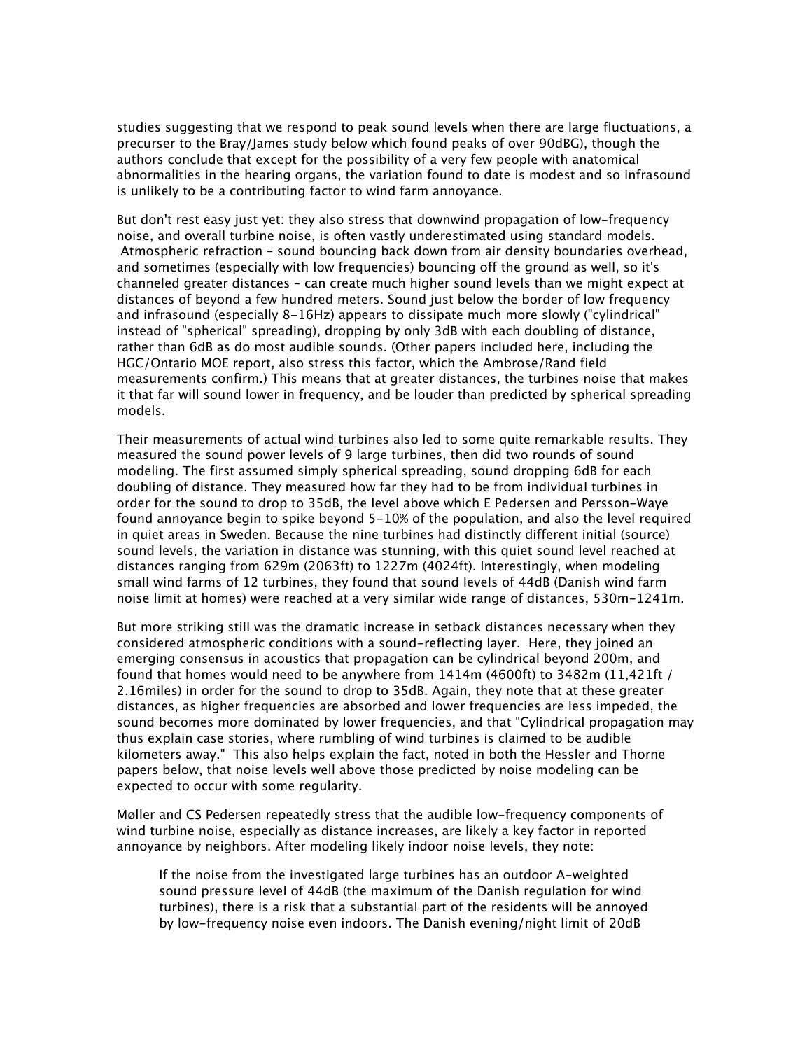studies suggesting that we respond to peak sound levels when there are large fluctuations, a precurser to the Bray/James study below which found peaks of over 90dBG), though the authors conclude that except for the possibility of a very few people with anatomical abnormalities in the hearing organs, the variation found to date is modest and so infrasound is unlikely to be a contributing factor to wind farm annoyance.

But don't rest easy just yet: they also stress that downwind propagation of low-frequency noise, and overall turbine noise, is often vastly underestimated using standard models. Atmospheric refraction – sound bouncing back down from air density boundaries overhead, and sometimes (especially with low frequencies) bouncing off the ground as well, so it's channeled greater distances – can create much higher sound levels than we might expect at distances of beyond a few hundred meters. Sound just below the border of low frequency and infrasound (especially 8-16Hz) appears to dissipate much more slowly ("cylindrical" instead of "spherical" spreading), dropping by only 3dB with each doubling of distance, rather than 6dB as do most audible sounds. (Other papers included here, including the HGC/Ontario MOE report, also stress this factor, which the Ambrose/Rand field measurements confirm.) This means that at greater distances, the turbines noise that makes it that far will sound lower in frequency, and be louder than predicted by spherical spreading models.

Their measurements of actual wind turbines also led to some quite remarkable results. They measured the sound power levels of 9 large turbines, then did two rounds of sound modeling. The first assumed simply spherical spreading, sound dropping 6dB for each doubling of distance. They measured how far they had to be from individual turbines in order for the sound to drop to 35dB, the level above which E Pedersen and Persson-Waye found annoyance begin to spike beyond 5-10% of the population, and also the level required in quiet areas in Sweden. Because the nine turbines had distinctly different initial (source) sound levels, the variation in distance was stunning, with this quiet sound level reached at distances ranging from 629m (2063ft) to 1227m (4024ft). Interestingly, when modeling small wind farms of 12 turbines, they found that sound levels of 44dB (Danish wind farm noise limit at homes) were reached at a very similar wide range of distances, 530m-1241m.

But more striking still was the dramatic increase in setback distances necessary when they considered atmospheric conditions with a sound-reflecting layer. Here, they joined an emerging consensus in acoustics that propagation can be cylindrical beyond 200m, and found that homes would need to be anywhere from 1414m (4600ft) to 3482m (11,421ft / 2.16miles) in order for the sound to drop to 35dB. Again, they note that at these greater distances, as higher frequencies are absorbed and lower frequencies are less impeded, the sound becomes more dominated by lower frequencies, and that "Cylindrical propagation may thus explain case stories, where rumbling of wind turbines is claimed to be audible kilometers away." This also helps explain the fact, noted in both the Hessler and Thorne papers below, that noise levels well above those predicted by noise modeling can be expected to occur with some regularity.

Møller and CS Pedersen repeatedly stress that the audible low-frequency components of wind turbine noise, especially as distance increases, are likely a key factor in reported annoyance by neighbors. After modeling likely indoor noise levels, they note:

> If the noise from the investigated large turbines has an outdoor A-weighted sound pressure level of 44dB (the maximum of the Danish regulation for wind turbines), there is a risk that a substantial part of the residents will be annoyed by low-frequency noise even indoors. The Danish evening/night limit of 20dB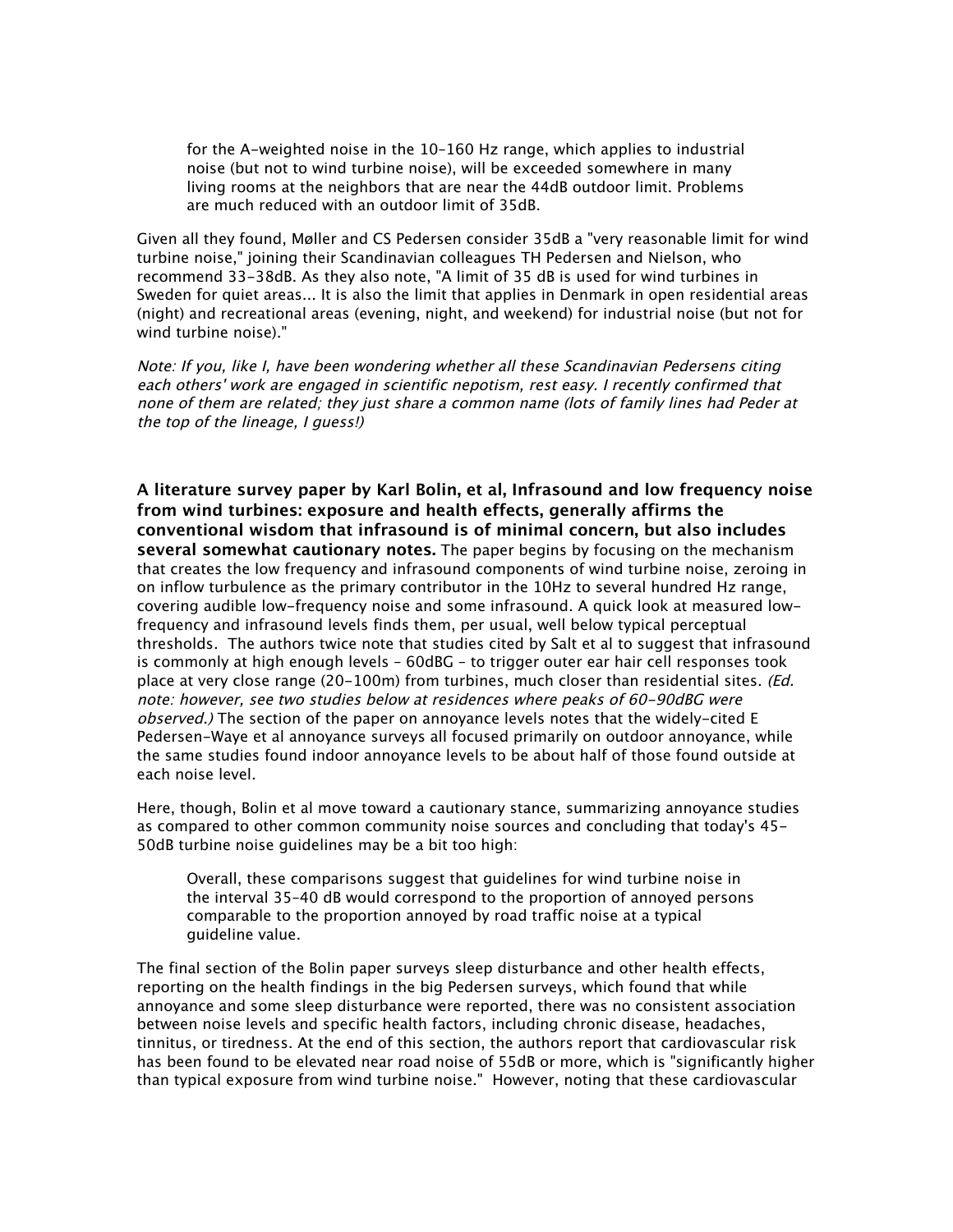> for the A-weighted noise in the 10–160 Hz range, which applies to industrial noise (but not to wind turbine noise), will be exceeded somewhere in many living rooms at the neighbors that are near the 44dB outdoor limit. Problems are much reduced with an outdoor limit of 35dB.

Given all they found, Møller and CS Pedersen consider 35dB a "very reasonable limit for wind turbine noise," joining their Scandinavian colleagues TH Pedersen and Nielson, who recommend 33–38dB. As they also note, "A limit of 35 dB is used for wind turbines in Sweden for quiet areas... It is also the limit that applies in Denmark in open residential areas (night) and recreational areas (evening, night, and weekend) for industrial noise (but not for wind turbine noise)."

*Note: If you, like I, have been wondering whether all these Scandinavian Pedersens citing each others' work are engaged in scientific nepotism, rest easy. I recently confirmed that none of them are related; they just share a common name (lots of family lines had Peder at the top of the lineage, I guess!)*

**A literature survey paper by Karl Bolin, et al, Infrasound and low frequency noise from wind turbines: exposure and health effects, generally affirms the conventional wisdom that infrasound is of minimal concern, but also includes several somewhat cautionary notes.** The paper begins by focusing on the mechanism that creates the low frequency and infrasound components of wind turbine noise, zeroing in on inflow turbulence as the primary contributor in the 10Hz to several hundred Hz range, covering audible low-frequency noise and some infrasound. A quick look at measured low-frequency and infrasound levels finds them, per usual, well below typical perceptual thresholds. The authors twice note that studies cited by Salt et al to suggest that infrasound is commonly at high enough levels – 60dBG – to trigger outer ear hair cell responses took place at very close range (20–100m) from turbines, much closer than residential sites. *(Ed. note: however, see two studies below at residences where peaks of 60–90dBG were observed.)* The section of the paper on annoyance levels notes that the widely-cited E Pedersen-Waye et al annoyance surveys all focused primarily on outdoor annoyance, while the same studies found indoor annoyance levels to be about half of those found outside at each noise level.

Here, though, Bolin et al move toward a cautionary stance, summarizing annoyance studies as compared to other common community noise sources and concluding that today's 45–50dB turbine noise guidelines may be a bit too high:

> Overall, these comparisons suggest that guidelines for wind turbine noise in the interval 35–40 dB would correspond to the proportion of annoyed persons comparable to the proportion annoyed by road traffic noise at a typical guideline value.

The final section of the Bolin paper surveys sleep disturbance and other health effects, reporting on the health findings in the big Pedersen surveys, which found that while annoyance and some sleep disturbance were reported, there was no consistent association between noise levels and specific health factors, including chronic disease, headaches, tinnitus, or tiredness. At the end of this section, the authors report that cardiovascular risk has been found to be elevated near road noise of 55dB or more, which is "significantly higher than typical exposure from wind turbine noise." However, noting that these cardiovascular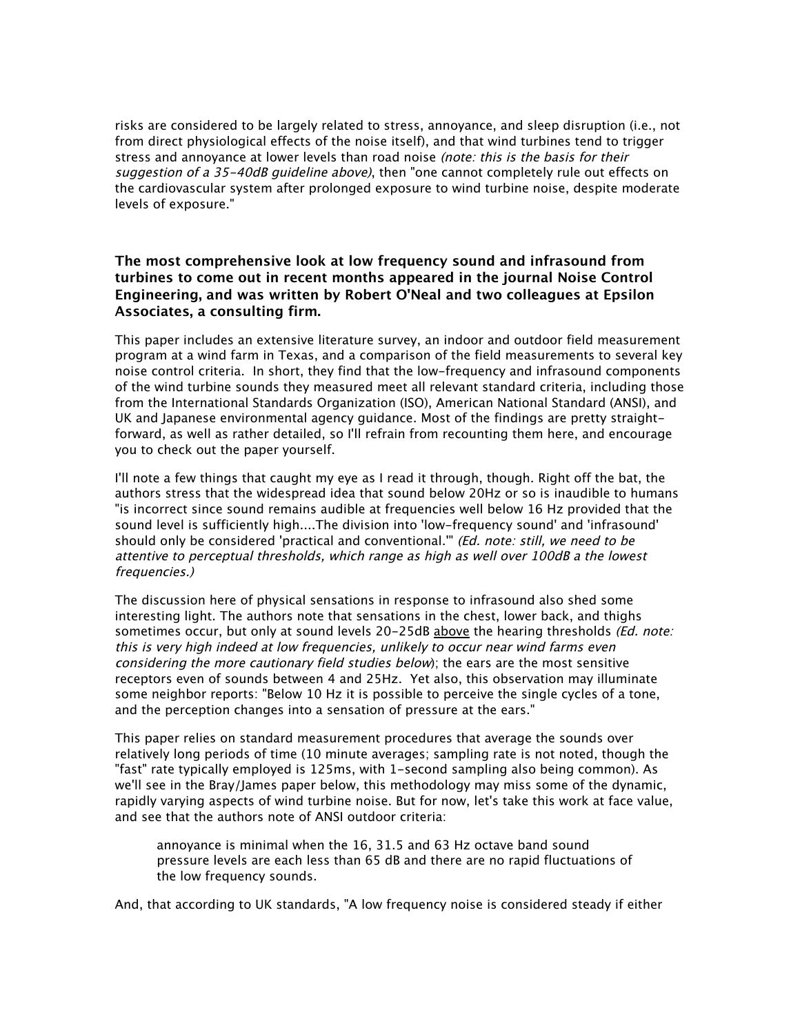risks are considered to be largely related to stress, annoyance, and sleep disruption (i.e., not from direct physiological effects of the noise itself), and that wind turbines tend to trigger stress and annoyance at lower levels than road noise *(note: this is the basis for their suggestion of a 35-40dB guideline above)*, then "one cannot completely rule out effects on the cardiovascular system after prolonged exposure to wind turbine noise, despite moderate levels of exposure."

**The most comprehensive look at low frequency sound and infrasound from turbines to come out in recent months appeared in the journal Noise Control Engineering, and was written by Robert O'Neal and two colleagues at Epsilon Associates, a consulting firm.**

This paper includes an extensive literature survey, an indoor and outdoor field measurement program at a wind farm in Texas, and a comparison of the field measurements to several key noise control criteria. In short, they find that the low-frequency and infrasound components of the wind turbine sounds they measured meet all relevant standard criteria, including those from the International Standards Organization (ISO), American National Standard (ANSI), and UK and Japanese environmental agency guidance. Most of the findings are pretty straight-forward, as well as rather detailed, so I'll refrain from recounting them here, and encourage you to check out the paper yourself.

I'll note a few things that caught my eye as I read it through, though. Right off the bat, the authors stress that the widespread idea that sound below 20Hz or so is inaudible to humans "is incorrect since sound remains audible at frequencies well below 16 Hz provided that the sound level is sufficiently high....The division into 'low-frequency sound' and 'infrasound' should only be considered 'practical and conventional.'" *(Ed. note: still, we need to be attentive to perceptual thresholds, which range as high as well over 100dB a the lowest frequencies.)*

The discussion here of physical sensations in response to infrasound also shed some interesting light. The authors note that sensations in the chest, lower back, and thighs sometimes occur, but only at sound levels 20-25dB above the hearing thresholds *(Ed. note: this is very high indeed at low frequencies, unlikely to occur near wind farms even considering the more cautionary field studies below)*; the ears are the most sensitive receptors even of sounds between 4 and 25Hz. Yet also, this observation may illuminate some neighbor reports: "Below 10 Hz it is possible to perceive the single cycles of a tone, and the perception changes into a sensation of pressure at the ears."

This paper relies on standard measurement procedures that average the sounds over relatively long periods of time (10 minute averages; sampling rate is not noted, though the "fast" rate typically employed is 125ms, with 1-second sampling also being common). As we'll see in the Bray/James paper below, this methodology may miss some of the dynamic, rapidly varying aspects of wind turbine noise. But for now, let's take this work at face value, and see that the authors note of ANSI outdoor criteria:

> annoyance is minimal when the 16, 31.5 and 63 Hz octave band sound pressure levels are each less than 65 dB and there are no rapid fluctuations of the low frequency sounds.

And, that according to UK standards, "A low frequency noise is considered steady if either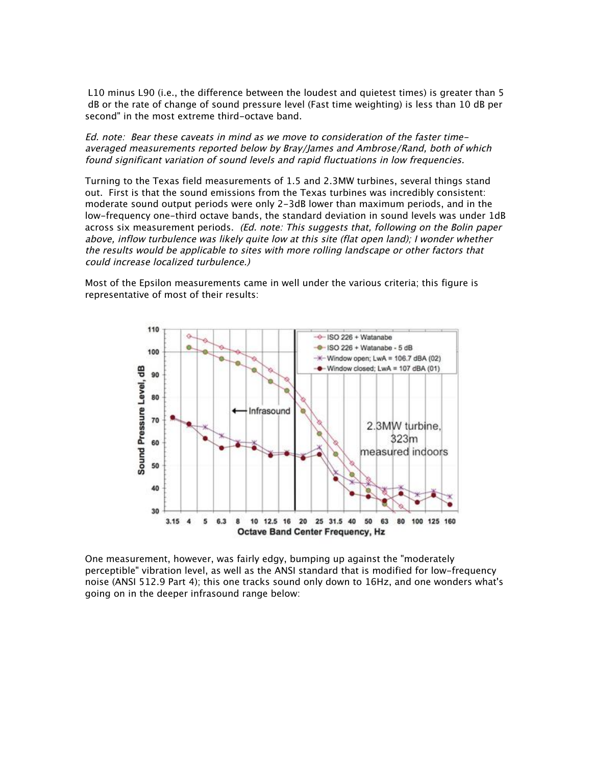L10 minus L90 (i.e., the difference between the loudest and quietest times) is greater than 5 dB or the rate of change of sound pressure level (Fast time weighting) is less than 10 dB per second" in the most extreme third-octave band.

*Ed. note: Bear these caveats in mind as we move to consideration of the faster time-averaged measurements reported below by Bray/James and Ambrose/Rand, both of which found significant variation of sound levels and rapid fluctuations in low frequencies.*

Turning to the Texas field measurements of 1.5 and 2.3MW turbines, several things stand out. First is that the sound emissions from the Texas turbines was incredibly consistent: moderate sound output periods were only 2-3dB lower than maximum periods, and in the low-frequency one-third octave bands, the standard deviation in sound levels was under 1dB across six measurement periods. *(Ed. note: This suggests that, following on the Bolin paper above, inflow turbulence was likely quite low at this site (flat open land); I wonder whether the results would be applicable to sites with more rolling landscape or other factors that could increase localized turbulence.)*

Most of the Epsilon measurements came in well under the various criteria; this figure is representative of most of their results:

One measurement, however, was fairly edgy, bumping up against the "moderately perceptible" vibration level, as well as the ANSI standard that is modified for low-frequency noise (ANSI 512.9 Part 4); this one tracks sound only down to 16Hz, and one wonders what's going on in the deeper infrasound range below: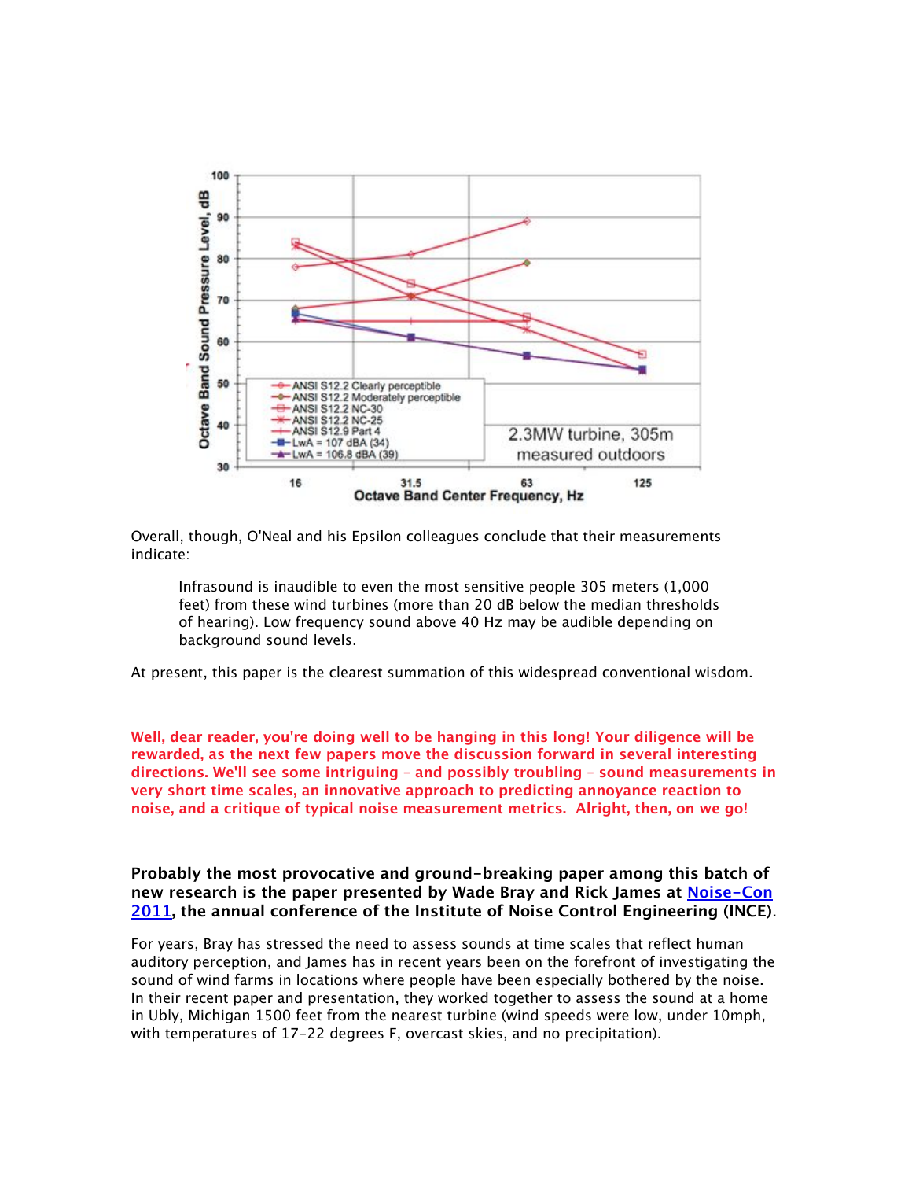Overall, though, O'Neal and his Epsilon colleagues conclude that their measurements indicate:

> Infrasound is inaudible to even the most sensitive people 305 meters (1,000 feet) from these wind turbines (more than 20 dB below the median thresholds of hearing). Low frequency sound above 40 Hz may be audible depending on background sound levels.

At present, this paper is the clearest summation of this widespread conventional wisdom.

**Well, dear reader, you're doing well to be hanging in this long! Your diligence will be rewarded, as the next few papers move the discussion forward in several interesting directions. We'll see some intriguing – and possibly troubling – sound measurements in very short time scales, an innovative approach to predicting annoyance reaction to noise, and a critique of typical noise measurement metrics. Alright, then, on we go!**

**Probably the most provocative and ground-breaking paper among this batch of new research is the paper presented by Wade Bray and Rick James at Noise-Con 2011, the annual conference of the Institute of Noise Control Engineering (INCE).**

For years, Bray has stressed the need to assess sounds at time scales that reflect human auditory perception, and James has in recent years been on the forefront of investigating the sound of wind farms in locations where people have been especially bothered by the noise. In their recent paper and presentation, they worked together to assess the sound at a home in Ubly, Michigan 1500 feet from the nearest turbine (wind speeds were low, under 10mph, with temperatures of 17-22 degrees F, overcast skies, and no precipitation).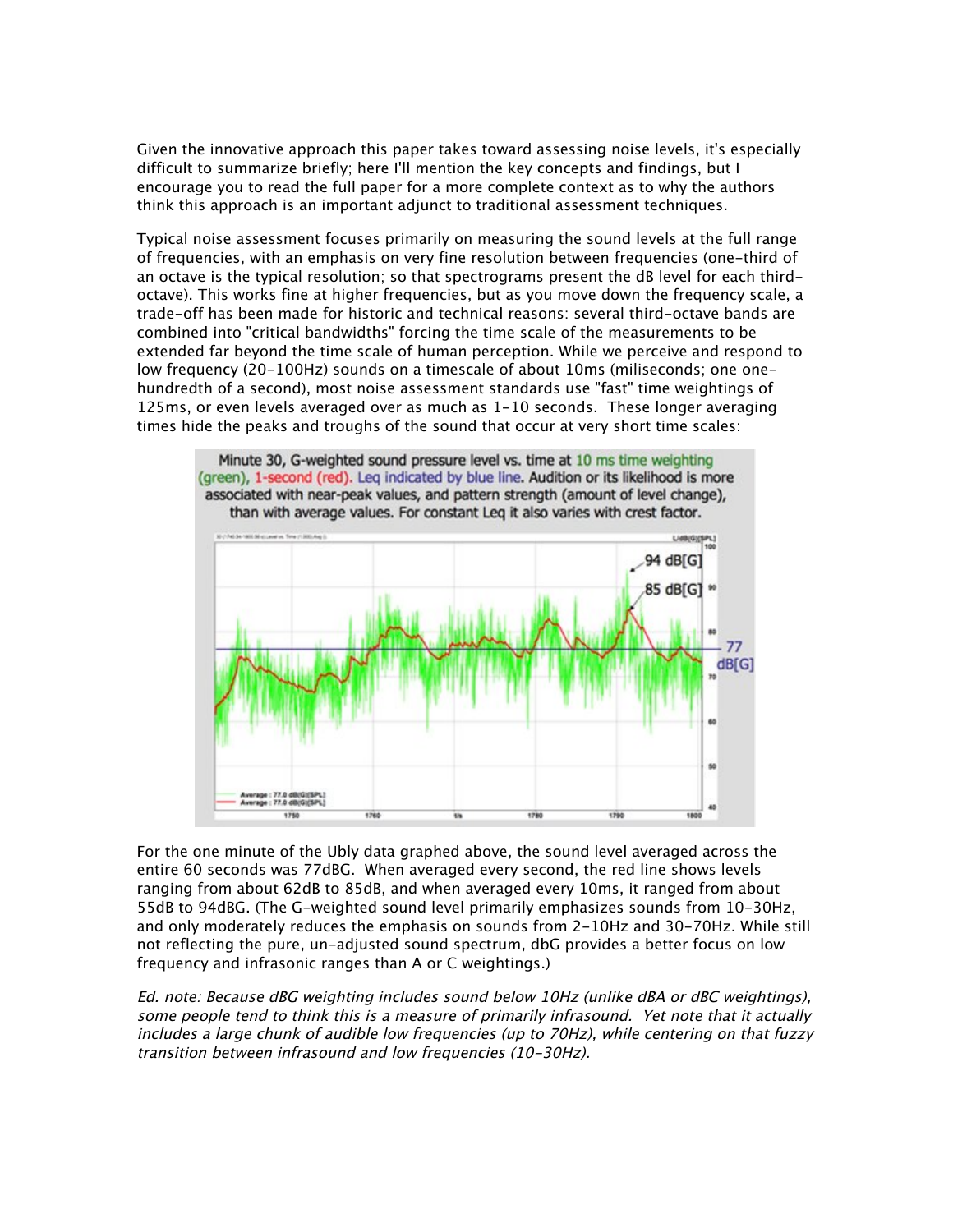Given the innovative approach this paper takes toward assessing noise levels, it's especially difficult to summarize briefly; here I'll mention the key concepts and findings, but I encourage you to read the full paper for a more complete context as to why the authors think this approach is an important adjunct to traditional assessment techniques.

Typical noise assessment focuses primarily on measuring the sound levels at the full range of frequencies, with an emphasis on very fine resolution between frequencies (one-third of an octave is the typical resolution; so that spectrograms present the dB level for each third-octave). This works fine at higher frequencies, but as you move down the frequency scale, a trade-off has been made for historic and technical reasons: several third-octave bands are combined into "critical bandwidths" forcing the time scale of the measurements to be extended far beyond the time scale of human perception. While we perceive and respond to low frequency (20-100Hz) sounds on a timescale of about 10ms (miliseconds; one one-hundredth of a second), most noise assessment standards use "fast" time weightings of 125ms, or even levels averaged over as much as 1-10 seconds. These longer averaging times hide the peaks and troughs of the sound that occur at very short time scales:

Minute 30, G-weighted sound pressure level vs. time at 10 ms time weighting (green), 1-second (red). Leq indicated by blue line. Audition or its likelihood is more associated with near-peak values, and pattern strength (amount of level change), than with average values. For constant Leq it also varies with crest factor.

For the one minute of the Ubly data graphed above, the sound level averaged across the entire 60 seconds was 77dBG. When averaged every second, the red line shows levels ranging from about 62dB to 85dB, and when averaged every 10ms, it ranged from about 55dB to 94dBG. (The G-weighted sound level primarily emphasizes sounds from 10-30Hz, and only moderately reduces the emphasis on sounds from 2-10Hz and 30-70Hz. While still not reflecting the pure, un-adjusted sound spectrum, dbG provides a better focus on low frequency and infrasonic ranges than A or C weightings.)

*Ed. note: Because dBG weighting includes sound below 10Hz (unlike dBA or dBC weightings), some people tend to think this is a measure of primarily infrasound. Yet note that it actually includes a large chunk of audible low frequencies (up to 70Hz), while centering on that fuzzy transition between infrasound and low frequencies (10-30Hz).*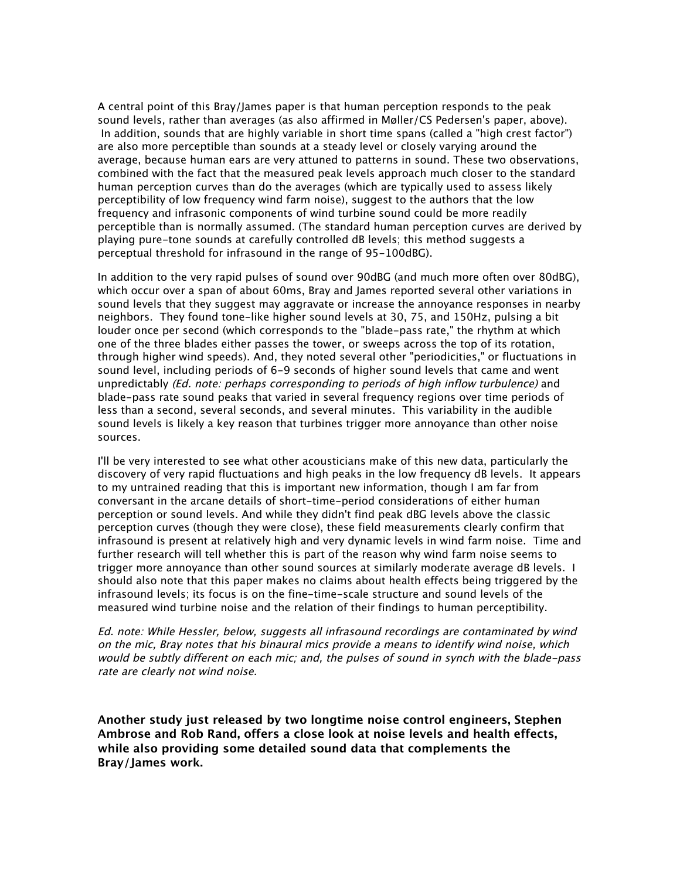A central point of this Bray/James paper is that human perception responds to the peak sound levels, rather than averages (as also affirmed in Møller/CS Pedersen's paper, above). In addition, sounds that are highly variable in short time spans (called a "high crest factor") are also more perceptible than sounds at a steady level or closely varying around the average, because human ears are very attuned to patterns in sound. These two observations, combined with the fact that the measured peak levels approach much closer to the standard human perception curves than do the averages (which are typically used to assess likely perceptibility of low frequency wind farm noise), suggest to the authors that the low frequency and infrasonic components of wind turbine sound could be more readily perceptible than is normally assumed. (The standard human perception curves are derived by playing pure-tone sounds at carefully controlled dB levels; this method suggests a perceptual threshold for infrasound in the range of 95-100dBG).

In addition to the very rapid pulses of sound over 90dBG (and much more often over 80dBG), which occur over a span of about 60ms, Bray and James reported several other variations in sound levels that they suggest may aggravate or increase the annoyance responses in nearby neighbors. They found tone-like higher sound levels at 30, 75, and 150Hz, pulsing a bit louder once per second (which corresponds to the "blade-pass rate," the rhythm at which one of the three blades either passes the tower, or sweeps across the top of its rotation, through higher wind speeds). And, they noted several other "periodicities," or fluctuations in sound level, including periods of 6-9 seconds of higher sound levels that came and went unpredictably *(Ed. note: perhaps corresponding to periods of high inflow turbulence)* and blade-pass rate sound peaks that varied in several frequency regions over time periods of less than a second, several seconds, and several minutes. This variability in the audible sound levels is likely a key reason that turbines trigger more annoyance than other noise sources.

I'll be very interested to see what other acousticians make of this new data, particularly the discovery of very rapid fluctuations and high peaks in the low frequency dB levels. It appears to my untrained reading that this is important new information, though I am far from conversant in the arcane details of short-time-period considerations of either human perception or sound levels. And while they didn't find peak dBG levels above the classic perception curves (though they were close), these field measurements clearly confirm that infrasound is present at relatively high and very dynamic levels in wind farm noise. Time and further research will tell whether this is part of the reason why wind farm noise seems to trigger more annoyance than other sound sources at similarly moderate average dB levels. I should also note that this paper makes no claims about health effects being triggered by the infrasound levels; its focus is on the fine-time-scale structure and sound levels of the measured wind turbine noise and the relation of their findings to human perceptibility.

*Ed. note: While Hessler, below, suggests all infrasound recordings are contaminated by wind on the mic, Bray notes that his binaural mics provide a means to identify wind noise, which would be subtly different on each mic; and, the pulses of sound in synch with the blade-pass rate are clearly not wind noise.*

**Another study just released by two longtime noise control engineers, Stephen Ambrose and Rob Rand, offers a close look at noise levels and health effects, while also providing some detailed sound data that complements the Bray/James work.**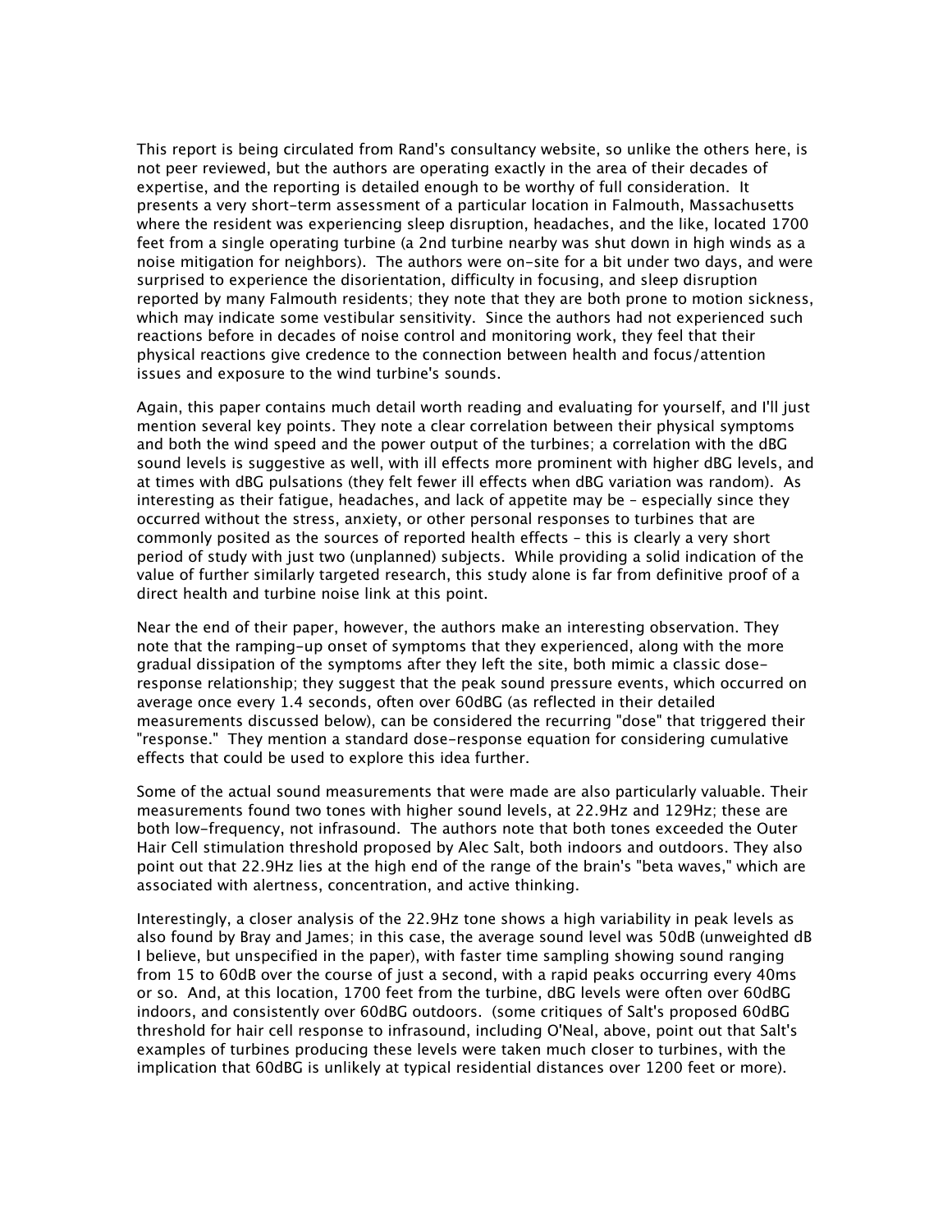This report is being circulated from Rand's consultancy website, so unlike the others here, is not peer reviewed, but the authors are operating exactly in the area of their decades of expertise, and the reporting is detailed enough to be worthy of full consideration. It presents a very short-term assessment of a particular location in Falmouth, Massachusetts where the resident was experiencing sleep disruption, headaches, and the like, located 1700 feet from a single operating turbine (a 2nd turbine nearby was shut down in high winds as a noise mitigation for neighbors). The authors were on-site for a bit under two days, and were surprised to experience the disorientation, difficulty in focusing, and sleep disruption reported by many Falmouth residents; they note that they are both prone to motion sickness, which may indicate some vestibular sensitivity. Since the authors had not experienced such reactions before in decades of noise control and monitoring work, they feel that their physical reactions give credence to the connection between health and focus/attention issues and exposure to the wind turbine's sounds.

Again, this paper contains much detail worth reading and evaluating for yourself, and I'll just mention several key points. They note a clear correlation between their physical symptoms and both the wind speed and the power output of the turbines; a correlation with the dBG sound levels is suggestive as well, with ill effects more prominent with higher dBG levels, and at times with dBG pulsations (they felt fewer ill effects when dBG variation was random). As interesting as their fatigue, headaches, and lack of appetite may be – especially since they occurred without the stress, anxiety, or other personal responses to turbines that are commonly posited as the sources of reported health effects – this is clearly a very short period of study with just two (unplanned) subjects. While providing a solid indication of the value of further similarly targeted research, this study alone is far from definitive proof of a direct health and turbine noise link at this point.

Near the end of their paper, however, the authors make an interesting observation. They note that the ramping-up onset of symptoms that they experienced, along with the more gradual dissipation of the symptoms after they left the site, both mimic a classic dose-response relationship; they suggest that the peak sound pressure events, which occurred on average once every 1.4 seconds, often over 60dBG (as reflected in their detailed measurements discussed below), can be considered the recurring "dose" that triggered their "response." They mention a standard dose-response equation for considering cumulative effects that could be used to explore this idea further.

Some of the actual sound measurements that were made are also particularly valuable. Their measurements found two tones with higher sound levels, at 22.9Hz and 129Hz; these are both low-frequency, not infrasound. The authors note that both tones exceeded the Outer Hair Cell stimulation threshold proposed by Alec Salt, both indoors and outdoors. They also point out that 22.9Hz lies at the high end of the range of the brain's "beta waves," which are associated with alertness, concentration, and active thinking.

Interestingly, a closer analysis of the 22.9Hz tone shows a high variability in peak levels as also found by Bray and James; in this case, the average sound level was 50dB (unweighted dB I believe, but unspecified in the paper), with faster time sampling showing sound ranging from 15 to 60dB over the course of just a second, with a rapid peaks occurring every 40ms or so. And, at this location, 1700 feet from the turbine, dBG levels were often over 60dBG indoors, and consistently over 60dBG outdoors. (some critiques of Salt's proposed 60dBG threshold for hair cell response to infrasound, including O'Neal, above, point out that Salt's examples of turbines producing these levels were taken much closer to turbines, with the implication that 60dBG is unlikely at typical residential distances over 1200 feet or more).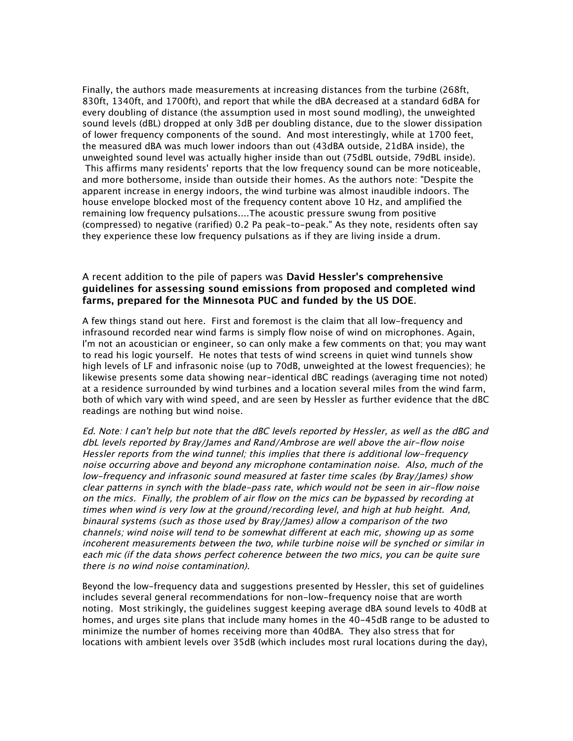Finally, the authors made measurements at increasing distances from the turbine (268ft, 830ft, 1340ft, and 1700ft), and report that while the dBA decreased at a standard 6dBA for every doubling of distance (the assumption used in most sound modling), the unweighted sound levels (dBL) dropped at only 3dB per doubling distance, due to the slower dissipation of lower frequency components of the sound. And most interestingly, while at 1700 feet, the measured dBA was much lower indoors than out (43dBA outside, 21dBA inside), the unweighted sound level was actually higher inside than out (75dBL outside, 79dBL inside). This affirms many residents' reports that the low frequency sound can be more noticeable, and more bothersome, inside than outside their homes. As the authors note: "Despite the apparent increase in energy indoors, the wind turbine was almost inaudible indoors. The house envelope blocked most of the frequency content above 10 Hz, and amplified the remaining low frequency pulsations....The acoustic pressure swung from positive (compressed) to negative (rarified) 0.2 Pa peak-to-peak." As they note, residents often say they experience these low frequency pulsations as if they are living inside a drum.

A recent addition to the pile of papers was **David Hessler's comprehensive guidelines for assessing sound emissions from proposed and completed wind farms, prepared for the Minnesota PUC and funded by the US DOE**.

A few things stand out here. First and foremost is the claim that all low-frequency and infrasound recorded near wind farms is simply flow noise of wind on microphones. Again, I'm not an acoustician or engineer, so can only make a few comments on that; you may want to read his logic yourself. He notes that tests of wind screens in quiet wind tunnels show high levels of LF and infrasonic noise (up to 70dB, unweighted at the lowest frequencies); he likewise presents some data showing near-identical dBC readings (averaging time not noted) at a residence surrounded by wind turbines and a location several miles from the wind farm, both of which vary with wind speed, and are seen by Hessler as further evidence that the dBC readings are nothing but wind noise.

*Ed. Note: I can't help but note that the dBC levels reported by Hessler, as well as the dBG and dbL levels reported by Bray/James and Rand/Ambrose are well above the air-flow noise Hessler reports from the wind tunnel; this implies that there is additional low-frequency noise occurring above and beyond any microphone contamination noise. Also, much of the low-frequency and infrasonic sound measured at faster time scales (by Bray/James) show clear patterns in synch with the blade-pass rate, which would not be seen in air-flow noise on the mics. Finally, the problem of air flow on the mics can be bypassed by recording at times when wind is very low at the ground/recording level, and high at hub height. And, binaural systems (such as those used by Bray/James) allow a comparison of the two channels; wind noise will tend to be somewhat different at each mic, showing up as some incoherent measurements between the two, while turbine noise will be synched or similar in each mic (if the data shows perfect coherence between the two mics, you can be quite sure there is no wind noise contamination).*

Beyond the low-frequency data and suggestions presented by Hessler, this set of guidelines includes several general recommendations for non-low-frequency noise that are worth noting. Most strikingly, the guidelines suggest keeping average dBA sound levels to 40dB at homes, and urges site plans that include many homes in the 40-45dB range to be adusted to minimize the number of homes receiving more than 40dBA. They also stress that for locations with ambient levels over 35dB (which includes most rural locations during the day),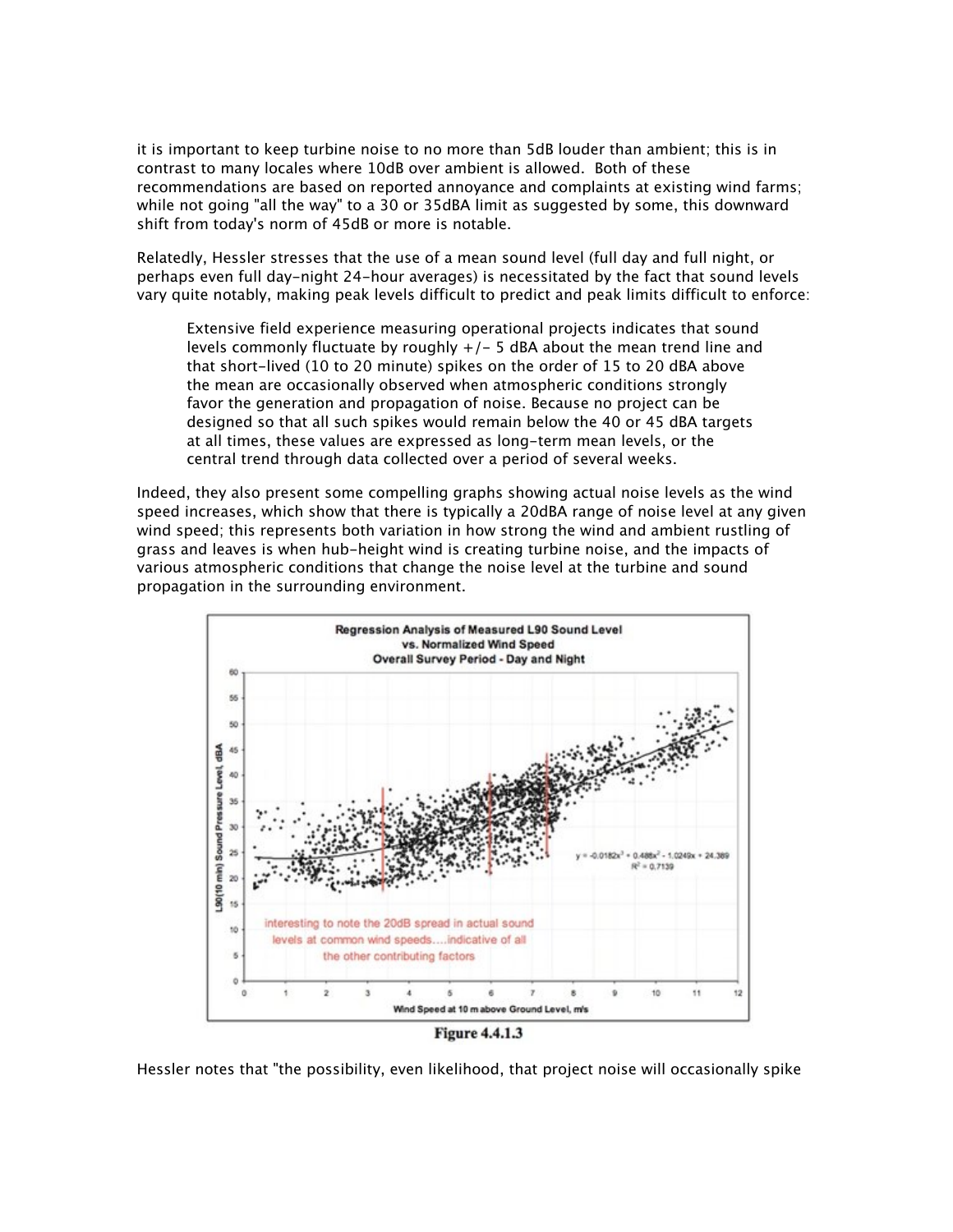it is important to keep turbine noise to no more than 5dB louder than ambient; this is in contrast to many locales where 10dB over ambient is allowed. Both of these recommendations are based on reported annoyance and complaints at existing wind farms; while not going "all the way" to a 30 or 35dBA limit as suggested by some, this downward shift from today's norm of 45dB or more is notable.

Relatedly, Hessler stresses that the use of a mean sound level (full day and full night, or perhaps even full day-night 24-hour averages) is necessitated by the fact that sound levels vary quite notably, making peak levels difficult to predict and peak limits difficult to enforce:

> Extensive field experience measuring operational projects indicates that sound levels commonly fluctuate by roughly +/- 5 dBA about the mean trend line and that short-lived (10 to 20 minute) spikes on the order of 15 to 20 dBA above the mean are occasionally observed when atmospheric conditions strongly favor the generation and propagation of noise. Because no project can be designed so that all such spikes would remain below the 40 or 45 dBA targets at all times, these values are expressed as long-term mean levels, or the central trend through data collected over a period of several weeks.

Indeed, they also present some compelling graphs showing actual noise levels as the wind speed increases, which show that there is typically a 20dBA range of noise level at any given wind speed; this represents both variation in how strong the wind and ambient rustling of grass and leaves is when hub-height wind is creating turbine noise, and the impacts of various atmospheric conditions that change the noise level at the turbine and sound propagation in the surrounding environment.

**Regression Analysis of Measured L90 Sound Level vs. Normalized Wind Speed**
**Overall Survey Period - Day and Night**

$y = -0.0182x^3 + 0.488x^2 - 1.0249x + 24.389$
$R^2 = 0.7139$

interesting to note the 20dB spread in actual sound levels at common wind speeds....indicative of all the other contributing factors

**Figure 4.4.1.3**

Hessler notes that "the possibility, even likelihood, that project noise will occasionally spike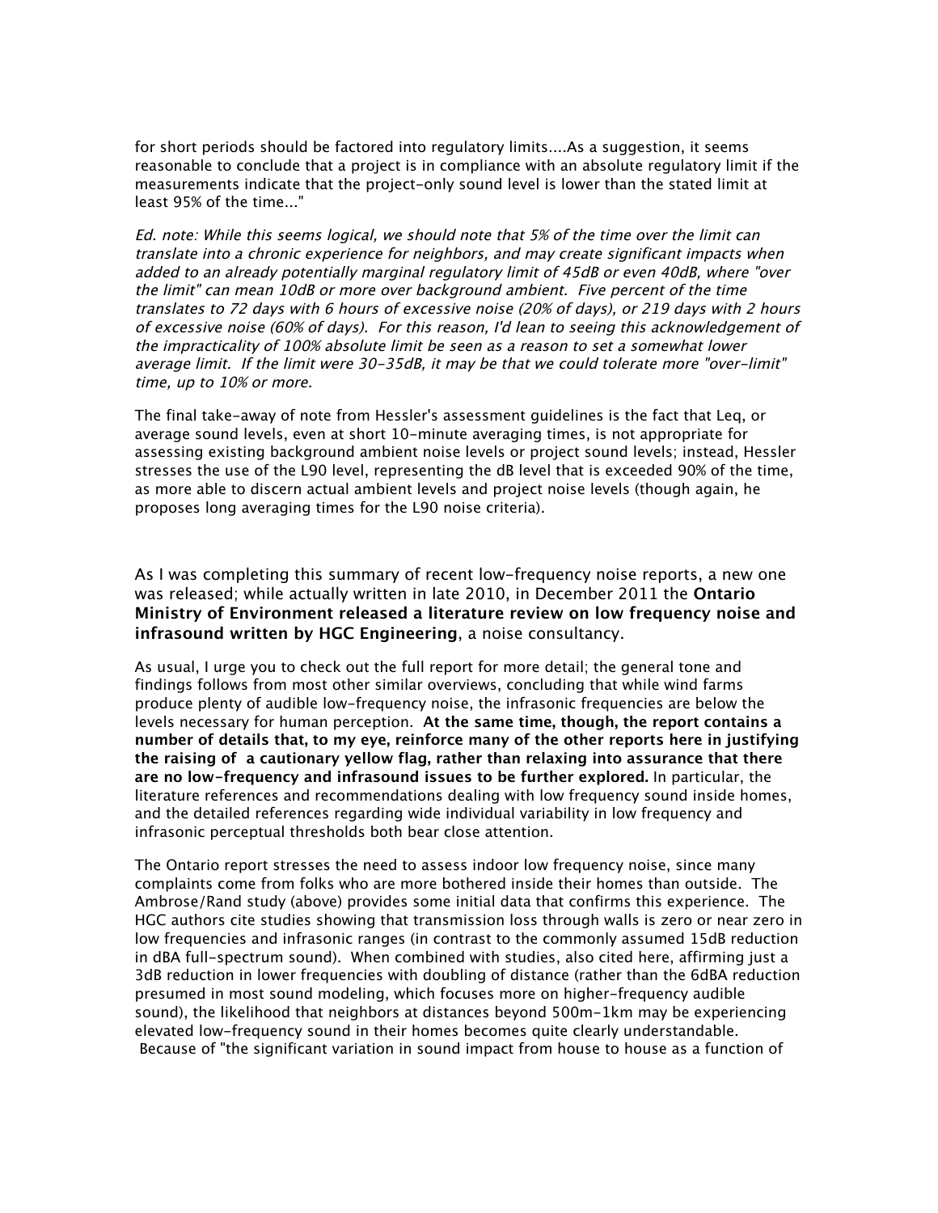for short periods should be factored into regulatory limits....As a suggestion, it seems reasonable to conclude that a project is in compliance with an absolute regulatory limit if the measurements indicate that the project-only sound level is lower than the stated limit at least 95% of the time..."

*Ed. note: While this seems logical, we should note that 5% of the time over the limit can translate into a chronic experience for neighbors, and may create significant impacts when added to an already potentially marginal regulatory limit of 45dB or even 40dB, where "over the limit" can mean 10dB or more over background ambient. Five percent of the time translates to 72 days with 6 hours of excessive noise (20% of days), or 219 days with 2 hours of excessive noise (60% of days). For this reason, I'd lean to seeing this acknowledgement of the impracticality of 100% absolute limit be seen as a reason to set a somewhat lower average limit. If the limit were 30-35dB, it may be that we could tolerate more "over-limit" time, up to 10% or more.*

The final take-away of note from Hessler's assessment guidelines is the fact that Leq, or average sound levels, even at short 10-minute averaging times, is not appropriate for assessing existing background ambient noise levels or project sound levels; instead, Hessler stresses the use of the L90 level, representing the dB level that is exceeded 90% of the time, as more able to discern actual ambient levels and project noise levels (though again, he proposes long averaging times for the L90 noise criteria).

As I was completing this summary of recent low-frequency noise reports, a new one was released; while actually written in late 2010, in December 2011 the **Ontario Ministry of Environment released a literature review on low frequency noise and infrasound written by HGC Engineering**, a noise consultancy.

As usual, I urge you to check out the full report for more detail; the general tone and findings follows from most other similar overviews, concluding that while wind farms produce plenty of audible low-frequency noise, the infrasonic frequencies are below the levels necessary for human perception. **At the same time, though, the report contains a number of details that, to my eye, reinforce many of the other reports here in justifying the raising of a cautionary yellow flag, rather than relaxing into assurance that there are no low-frequency and infrasound issues to be further explored.** In particular, the literature references and recommendations dealing with low frequency sound inside homes, and the detailed references regarding wide individual variability in low frequency and infrasonic perceptual thresholds both bear close attention.

The Ontario report stresses the need to assess indoor low frequency noise, since many complaints come from folks who are more bothered inside their homes than outside. The Ambrose/Rand study (above) provides some initial data that confirms this experience. The HGC authors cite studies showing that transmission loss through walls is zero or near zero in low frequencies and infrasonic ranges (in contrast to the commonly assumed 15dB reduction in dBA full-spectrum sound). When combined with studies, also cited here, affirming just a 3dB reduction in lower frequencies with doubling of distance (rather than the 6dBA reduction presumed in most sound modeling, which focuses more on higher-frequency audible sound), the likelihood that neighbors at distances beyond 500m-1km may be experiencing elevated low-frequency sound in their homes becomes quite clearly understandable. Because of "the significant variation in sound impact from house to house as a function of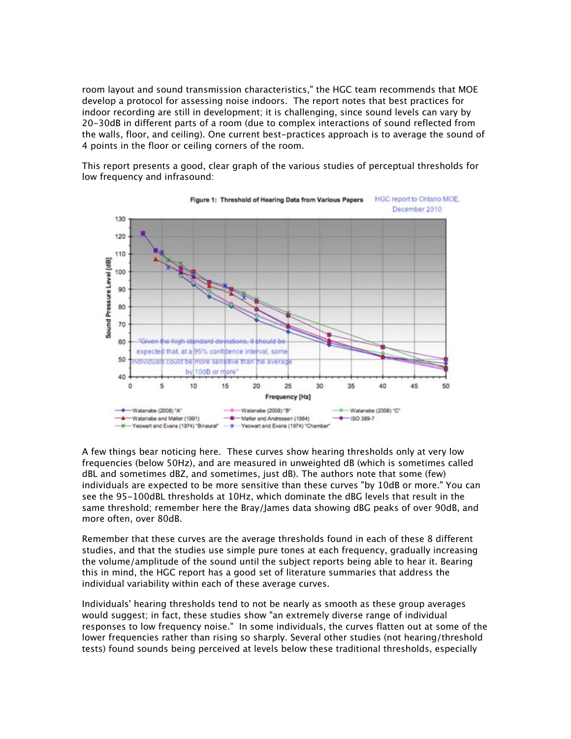room layout and sound transmission characteristics," the HGC team recommends that MOE develop a protocol for assessing noise indoors. The report notes that best practices for indoor recording are still in development; it is challenging, since sound levels can vary by 20-30dB in different parts of a room (due to complex interactions of sound reflected from the walls, floor, and ceiling). One current best-practices approach is to average the sound of 4 points in the floor or ceiling corners of the room.

This report presents a good, clear graph of the various studies of perceptual thresholds for low frequency and infrasound:

**Figure 1: Threshold of Hearing Data from Various Papers** HGC report to Ontario MOE, December 2010

A few things bear noticing here. These curves show hearing thresholds only at very low frequencies (below 50Hz), and are measured in unweighted dB (which is sometimes called dBL and sometimes dBZ, and sometimes, just dB). The authors note that some (few) individuals are expected to be more sensitive than these curves "by 10dB or more." You can see the 95-100dBL thresholds at 10Hz, which dominate the dBG levels that result in the same threshold; remember here the Bray/James data showing dBG peaks of over 90dB, and more often, over 80dB.

Remember that these curves are the average thresholds found in each of these 8 different studies, and that the studies use simple pure tones at each frequency, gradually increasing the volume/amplitude of the sound until the subject reports being able to hear it. Bearing this in mind, the HGC report has a good set of literature summaries that address the individual variability within each of these average curves.

Individuals' hearing thresholds tend to not be nearly as smooth as these group averages would suggest; in fact, these studies show "an extremely diverse range of individual responses to low frequency noise." In some individuals, the curves flatten out at some of the lower frequencies rather than rising so sharply. Several other studies (not hearing/threshold tests) found sounds being perceived at levels below these traditional thresholds, especially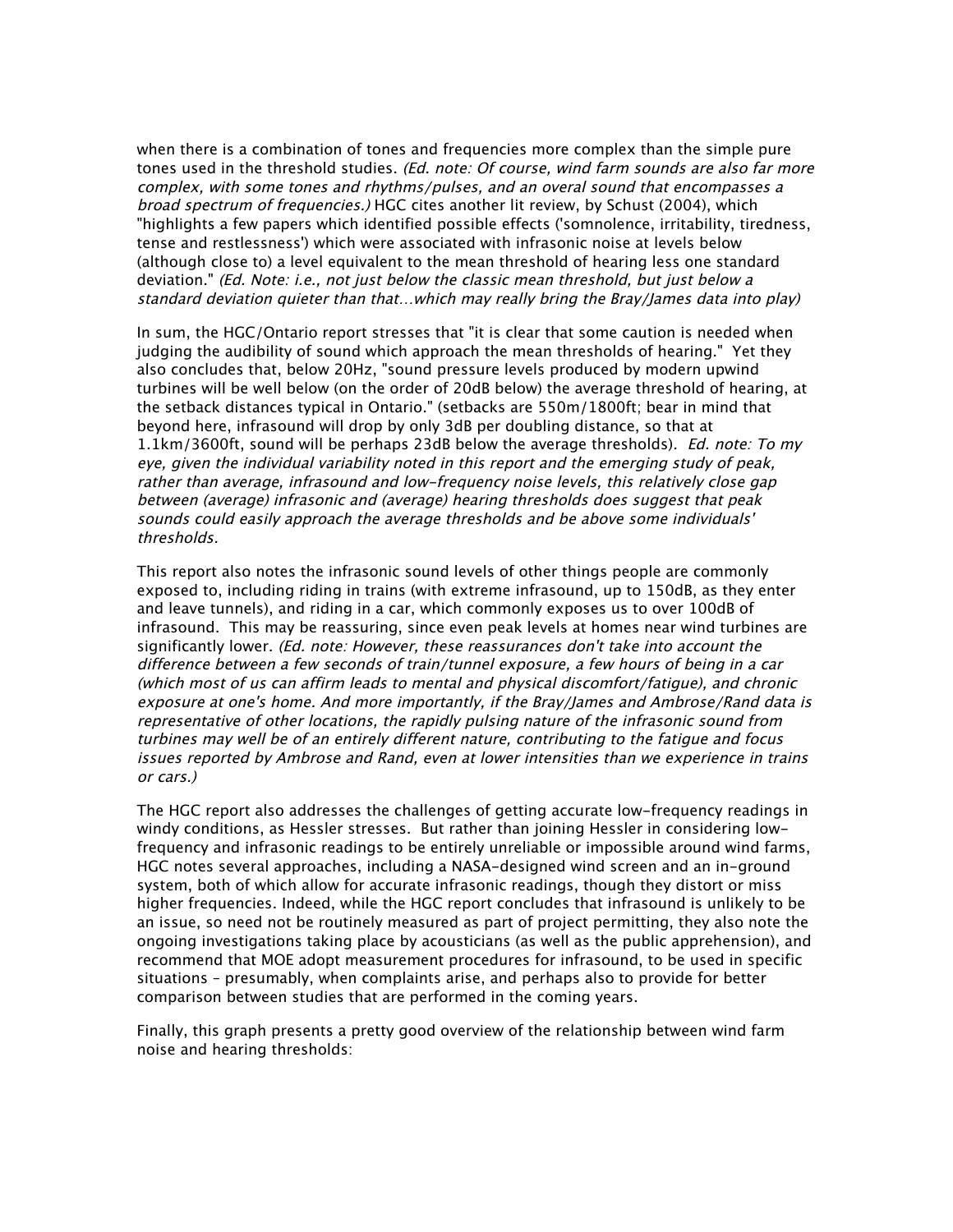when there is a combination of tones and frequencies more complex than the simple pure tones used in the threshold studies. *(Ed. note: Of course, wind farm sounds are also far more complex, with some tones and rhythms/pulses, and an overal sound that encompasses a broad spectrum of frequencies.)* HGC cites another lit review, by Schust (2004), which "highlights a few papers which identified possible effects ('somnolence, irritability, tiredness, tense and restlessness') which were associated with infrasonic noise at levels below (although close to) a level equivalent to the mean threshold of hearing less one standard deviation." *(Ed. Note: i.e., not just below the classic mean threshold, but just below a standard deviation quieter than that…which may really bring the Bray/James data into play)*

In sum, the HGC/Ontario report stresses that "it is clear that some caution is needed when judging the audibility of sound which approach the mean thresholds of hearing." Yet they also concludes that, below 20Hz, "sound pressure levels produced by modern upwind turbines will be well below (on the order of 20dB below) the average threshold of hearing, at the setback distances typical in Ontario." (setbacks are 550m/1800ft; bear in mind that beyond here, infrasound will drop by only 3dB per doubling distance, so that at 1.1km/3600ft, sound will be perhaps 23dB below the average thresholds). *Ed. note: To my eye, given the individual variability noted in this report and the emerging study of peak, rather than average, infrasound and low-frequency noise levels, this relatively close gap between (average) infrasonic and (average) hearing thresholds does suggest that peak sounds could easily approach the average thresholds and be above some individuals' thresholds.*

This report also notes the infrasonic sound levels of other things people are commonly exposed to, including riding in trains (with extreme infrasound, up to 150dB, as they enter and leave tunnels), and riding in a car, which commonly exposes us to over 100dB of infrasound. This may be reassuring, since even peak levels at homes near wind turbines are significantly lower. *(Ed. note: However, these reassurances don't take into account the difference between a few seconds of train/tunnel exposure, a few hours of being in a car (which most of us can affirm leads to mental and physical discomfort/fatigue), and chronic exposure at one's home. And more importantly, if the Bray/James and Ambrose/Rand data is representative of other locations, the rapidly pulsing nature of the infrasonic sound from turbines may well be of an entirely different nature, contributing to the fatigue and focus issues reported by Ambrose and Rand, even at lower intensities than we experience in trains or cars.)*

The HGC report also addresses the challenges of getting accurate low-frequency readings in windy conditions, as Hessler stresses. But rather than joining Hessler in considering low-frequency and infrasonic readings to be entirely unreliable or impossible around wind farms, HGC notes several approaches, including a NASA-designed wind screen and an in-ground system, both of which allow for accurate infrasonic readings, though they distort or miss higher frequencies. Indeed, while the HGC report concludes that infrasound is unlikely to be an issue, so need not be routinely measured as part of project permitting, they also note the ongoing investigations taking place by acousticians (as well as the public apprehension), and recommend that MOE adopt measurement procedures for infrasound, to be used in specific situations – presumably, when complaints arise, and perhaps also to provide for better comparison between studies that are performed in the coming years.

Finally, this graph presents a pretty good overview of the relationship between wind farm noise and hearing thresholds: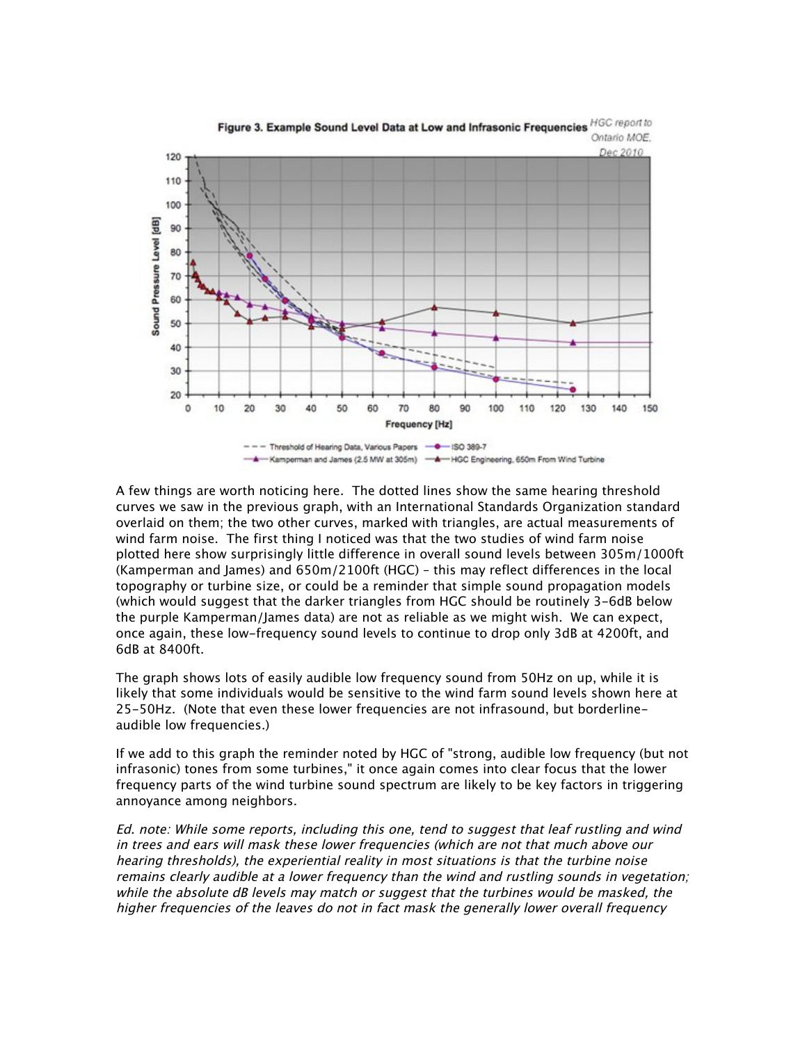Figure 3. Example Sound Level Data at Low and Infrasonic Frequencies *HGC report to Ontario MOE, Dec 2010*

A few things are worth noticing here. The dotted lines show the same hearing threshold curves we saw in the previous graph, with an International Standards Organization standard overlaid on them; the two other curves, marked with triangles, are actual measurements of wind farm noise. The first thing I noticed was that the two studies of wind farm noise plotted here show surprisingly little difference in overall sound levels between 305m/1000ft (Kamperman and James) and 650m/2100ft (HGC) – this may reflect differences in the local topography or turbine size, or could be a reminder that simple sound propagation models (which would suggest that the darker triangles from HGC should be routinely 3-6dB below the purple Kamperman/James data) are not as reliable as we might wish. We can expect, once again, these low-frequency sound levels to continue to drop only 3dB at 4200ft, and 6dB at 8400ft.

The graph shows lots of easily audible low frequency sound from 50Hz on up, while it is likely that some individuals would be sensitive to the wind farm sound levels shown here at 25-50Hz. (Note that even these lower frequencies are not infrasound, but borderline-audible low frequencies.)

If we add to this graph the reminder noted by HGC of "strong, audible low frequency (but not infrasonic) tones from some turbines," it once again comes into clear focus that the lower frequency parts of the wind turbine sound spectrum are likely to be key factors in triggering annoyance among neighbors.

*Ed. note: While some reports, including this one, tend to suggest that leaf rustling and wind in trees and ears will mask these lower frequencies (which are not that much above our hearing thresholds), the experiential reality in most situations is that the turbine noise remains clearly audible at a lower frequency than the wind and rustling sounds in vegetation; while the absolute dB levels may match or suggest that the turbines would be masked, the higher frequencies of the leaves do not in fact mask the generally lower overall frequency*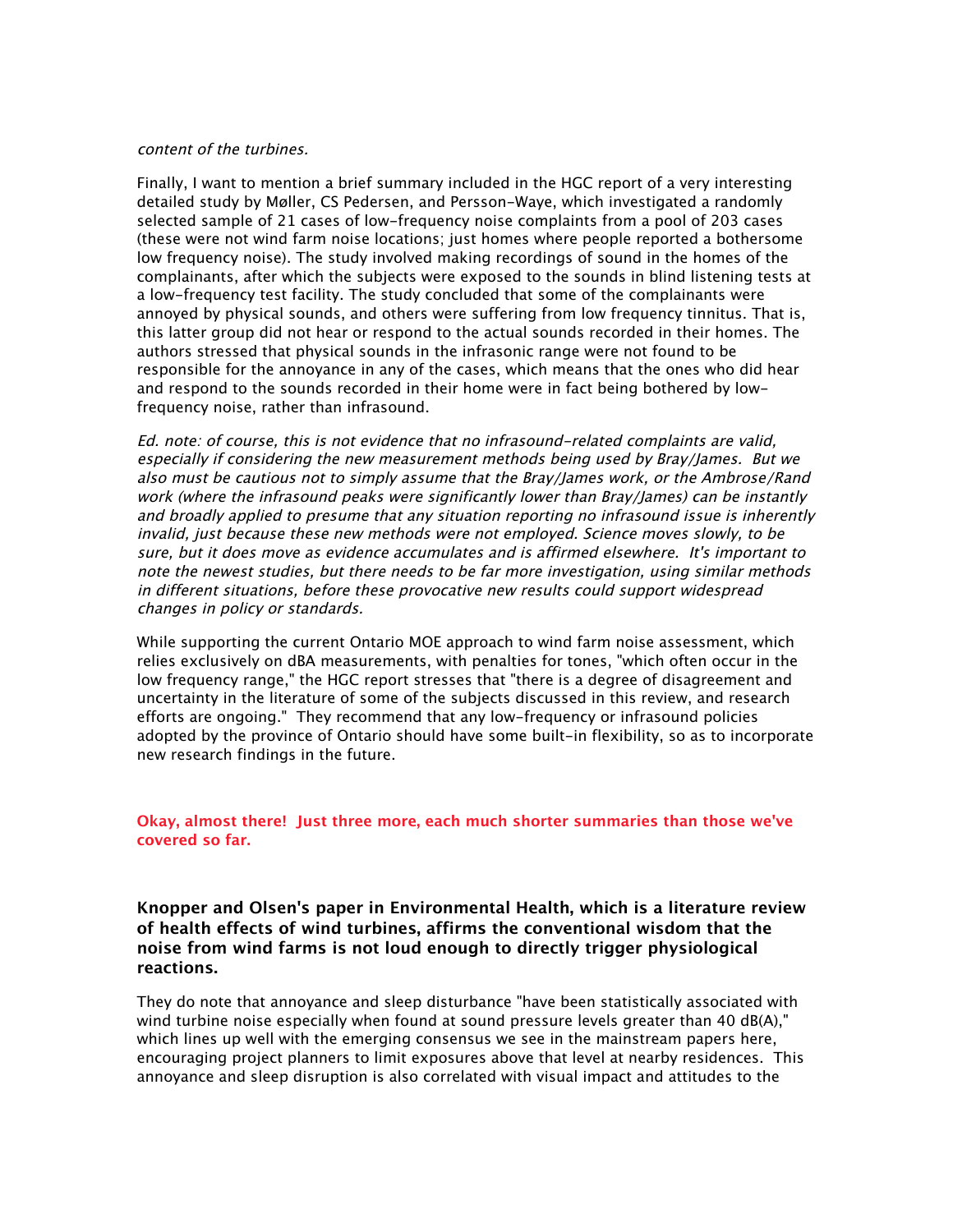*content of the turbines.*

Finally, I want to mention a brief summary included in the HGC report of a very interesting detailed study by Møller, CS Pedersen, and Persson-Waye, which investigated a randomly selected sample of 21 cases of low-frequency noise complaints from a pool of 203 cases (these were not wind farm noise locations; just homes where people reported a bothersome low frequency noise). The study involved making recordings of sound in the homes of the complainants, after which the subjects were exposed to the sounds in blind listening tests at a low-frequency test facility. The study concluded that some of the complainants were annoyed by physical sounds, and others were suffering from low frequency tinnitus. That is, this latter group did not hear or respond to the actual sounds recorded in their homes. The authors stressed that physical sounds in the infrasonic range were not found to be responsible for the annoyance in any of the cases, which means that the ones who did hear and respond to the sounds recorded in their home were in fact being bothered by low-frequency noise, rather than infrasound.

*Ed. note: of course, this is not evidence that no infrasound-related complaints are valid, especially if considering the new measurement methods being used by Bray/James. But we also must be cautious not to simply assume that the Bray/James work, or the Ambrose/Rand work (where the infrasound peaks were significantly lower than Bray/James) can be instantly and broadly applied to presume that any situation reporting no infrasound issue is inherently invalid, just because these new methods were not employed. Science moves slowly, to be sure, but it does move as evidence accumulates and is affirmed elsewhere. It's important to note the newest studies, but there needs to be far more investigation, using similar methods in different situations, before these provocative new results could support widespread changes in policy or standards.*

While supporting the current Ontario MOE approach to wind farm noise assessment, which relies exclusively on dBA measurements, with penalties for tones, "which often occur in the low frequency range," the HGC report stresses that "there is a degree of disagreement and uncertainty in the literature of some of the subjects discussed in this review, and research efforts are ongoing." They recommend that any low-frequency or infrasound policies adopted by the province of Ontario should have some built-in flexibility, so as to incorporate new research findings in the future.

**Okay, almost there! Just three more, each much shorter summaries than those we've covered so far.**

**Knopper and Olsen's paper in Environmental Health, which is a literature review of health effects of wind turbines, affirms the conventional wisdom that the noise from wind farms is not loud enough to directly trigger physiological reactions.**

They do note that annoyance and sleep disturbance "have been statistically associated with wind turbine noise especially when found at sound pressure levels greater than 40 dB(A)," which lines up well with the emerging consensus we see in the mainstream papers here, encouraging project planners to limit exposures above that level at nearby residences. This annoyance and sleep disruption is also correlated with visual impact and attitudes to the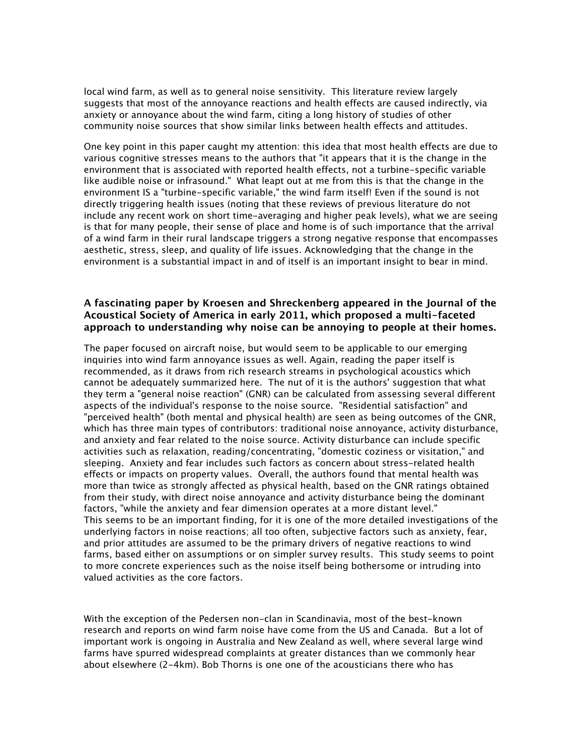local wind farm, as well as to general noise sensitivity. This literature review largely suggests that most of the annoyance reactions and health effects are caused indirectly, via anxiety or annoyance about the wind farm, citing a long history of studies of other community noise sources that show similar links between health effects and attitudes.

One key point in this paper caught my attention: this idea that most health effects are due to various cognitive stresses means to the authors that "it appears that it is the change in the environment that is associated with reported health effects, not a turbine-specific variable like audible noise or infrasound." What leapt out at me from this is that the change in the environment IS a "turbine-specific variable," the wind farm itself! Even if the sound is not directly triggering health issues (noting that these reviews of previous literature do not include any recent work on short time-averaging and higher peak levels), what we are seeing is that for many people, their sense of place and home is of such importance that the arrival of a wind farm in their rural landscape triggers a strong negative response that encompasses aesthetic, stress, sleep, and quality of life issues. Acknowledging that the change in the environment is a substantial impact in and of itself is an important insight to bear in mind.

**A fascinating paper by Kroesen and Shreckenberg appeared in the Journal of the Acoustical Society of America in early 2011, which proposed a multi-faceted approach to understanding why noise can be annoying to people at their homes.**

The paper focused on aircraft noise, but would seem to be applicable to our emerging inquiries into wind farm annoyance issues as well. Again, reading the paper itself is recommended, as it draws from rich research streams in psychological acoustics which cannot be adequately summarized here. The nut of it is the authors' suggestion that what they term a "general noise reaction" (GNR) can be calculated from assessing several different aspects of the individual's response to the noise source. "Residential satisfaction" and "perceived health" (both mental and physical health) are seen as being outcomes of the GNR, which has three main types of contributors: traditional noise annoyance, activity disturbance, and anxiety and fear related to the noise source. Activity disturbance can include specific activities such as relaxation, reading/concentrating, "domestic coziness or visitation," and sleeping. Anxiety and fear includes such factors as concern about stress-related health effects or impacts on property values. Overall, the authors found that mental health was more than twice as strongly affected as physical health, based on the GNR ratings obtained from their study, with direct noise annoyance and activity disturbance being the dominant factors, "while the anxiety and fear dimension operates at a more distant level."
This seems to be an important finding, for it is one of the more detailed investigations of the underlying factors in noise reactions; all too often, subjective factors such as anxiety, fear, and prior attitudes are assumed to be the primary drivers of negative reactions to wind farms, based either on assumptions or on simpler survey results. This study seems to point to more concrete experiences such as the noise itself being bothersome or intruding into valued activities as the core factors.

With the exception of the Pedersen non-clan in Scandinavia, most of the best-known research and reports on wind farm noise have come from the US and Canada. But a lot of important work is ongoing in Australia and New Zealand as well, where several large wind farms have spurred widespread complaints at greater distances than we commonly hear about elsewhere (2-4km). Bob Thorns is one one of the acousticians there who has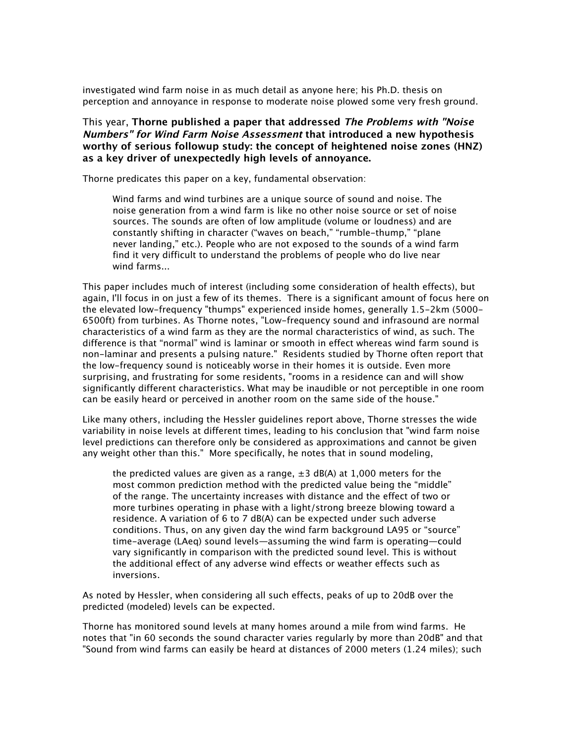investigated wind farm noise in as much detail as anyone here; his Ph.D. thesis on perception and annoyance in response to moderate noise plowed some very fresh ground.

This year, **Thorne published a paper that addressed *The Problems with "Noise Numbers" for Wind Farm Noise Assessment* that introduced a new hypothesis worthy of serious followup study: the concept of heightened noise zones (HNZ) as a key driver of unexpectedly high levels of annoyance.**

Thorne predicates this paper on a key, fundamental observation:

> Wind farms and wind turbines are a unique source of sound and noise. The noise generation from a wind farm is like no other noise source or set of noise sources. The sounds are often of low amplitude (volume or loudness) and are constantly shifting in character ("waves on beach," "rumble-thump," "plane never landing," etc.). People who are not exposed to the sounds of a wind farm find it very difficult to understand the problems of people who do live near wind farms...

This paper includes much of interest (including some consideration of health effects), but again, I'll focus in on just a few of its themes. There is a significant amount of focus here on the elevated low-frequency "thumps" experienced inside homes, generally 1.5-2km (5000-6500ft) from turbines. As Thorne notes, "Low-frequency sound and infrasound are normal characteristics of a wind farm as they are the normal characteristics of wind, as such. The difference is that "normal" wind is laminar or smooth in effect whereas wind farm sound is non-laminar and presents a pulsing nature." Residents studied by Thorne often report that the low-frequency sound is noticeably worse in their homes it is outside. Even more surprising, and frustrating for some residents, "rooms in a residence can and will show significantly different characteristics. What may be inaudible or not perceptible in one room can be easily heard or perceived in another room on the same side of the house."

Like many others, including the Hessler guidelines report above, Thorne stresses the wide variability in noise levels at different times, leading to his conclusion that "wind farm noise level predictions can therefore only be considered as approximations and cannot be given any weight other than this." More specifically, he notes that in sound modeling,

> the predicted values are given as a range, ±3 dB(A) at 1,000 meters for the most common prediction method with the predicted value being the "middle" of the range. The uncertainty increases with distance and the effect of two or more turbines operating in phase with a light/strong breeze blowing toward a residence. A variation of 6 to 7 dB(A) can be expected under such adverse conditions. Thus, on any given day the wind farm background LA95 or "source" time-average (LAeq) sound levels—assuming the wind farm is operating—could vary significantly in comparison with the predicted sound level. This is without the additional effect of any adverse wind effects or weather effects such as inversions.

As noted by Hessler, when considering all such effects, peaks of up to 20dB over the predicted (modeled) levels can be expected.

Thorne has monitored sound levels at many homes around a mile from wind farms. He notes that "in 60 seconds the sound character varies regularly by more than 20dB" and that "Sound from wind farms can easily be heard at distances of 2000 meters (1.24 miles); such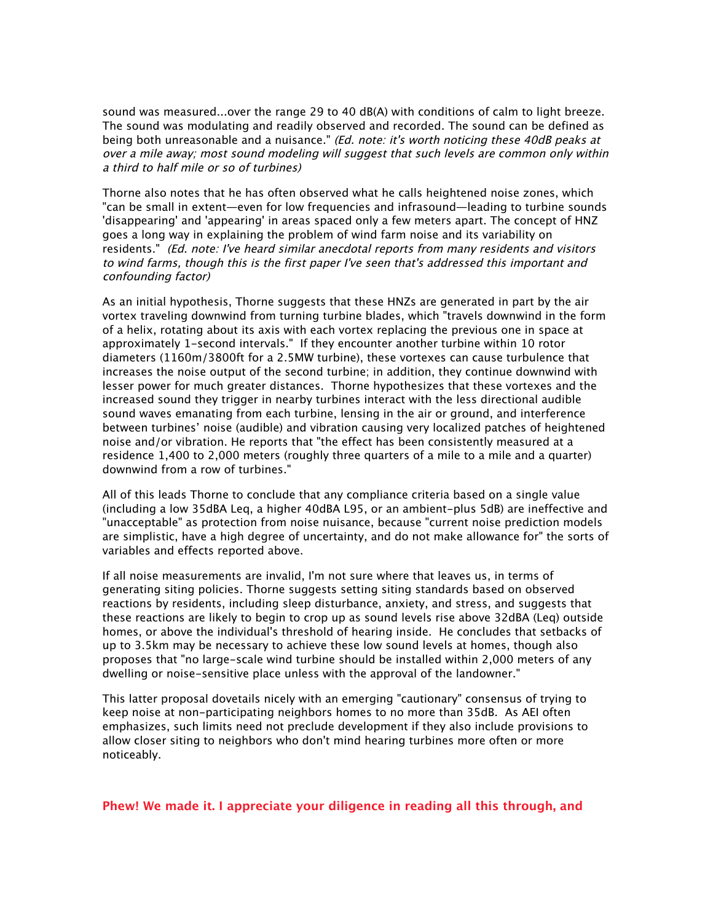sound was measured...over the range 29 to 40 dB(A) with conditions of calm to light breeze. The sound was modulating and readily observed and recorded. The sound can be defined as being both unreasonable and a nuisance." *(Ed. note: it's worth noticing these 40dB peaks at over a mile away; most sound modeling will suggest that such levels are common only within a third to half mile or so of turbines)*

Thorne also notes that he has often observed what he calls heightened noise zones, which "can be small in extent—even for low frequencies and infrasound—leading to turbine sounds 'disappearing' and 'appearing' in areas spaced only a few meters apart. The concept of HNZ goes a long way in explaining the problem of wind farm noise and its variability on residents." *(Ed. note: I've heard similar anecdotal reports from many residents and visitors to wind farms, though this is the first paper I've seen that's addressed this important and confounding factor)*

As an initial hypothesis, Thorne suggests that these HNZs are generated in part by the air vortex traveling downwind from turning turbine blades, which "travels downwind in the form of a helix, rotating about its axis with each vortex replacing the previous one in space at approximately 1-second intervals." If they encounter another turbine within 10 rotor diameters (1160m/3800ft for a 2.5MW turbine), these vortexes can cause turbulence that increases the noise output of the second turbine; in addition, they continue downwind with lesser power for much greater distances. Thorne hypothesizes that these vortexes and the increased sound they trigger in nearby turbines interact with the less directional audible sound waves emanating from each turbine, lensing in the air or ground, and interference between turbines' noise (audible) and vibration causing very localized patches of heightened noise and/or vibration. He reports that "the effect has been consistently measured at a residence 1,400 to 2,000 meters (roughly three quarters of a mile to a mile and a quarter) downwind from a row of turbines."

All of this leads Thorne to conclude that any compliance criteria based on a single value (including a low 35dBA Leq, a higher 40dBA L95, or an ambient-plus 5dB) are ineffective and "unacceptable" as protection from noise nuisance, because "current noise prediction models are simplistic, have a high degree of uncertainty, and do not make allowance for" the sorts of variables and effects reported above.

If all noise measurements are invalid, I'm not sure where that leaves us, in terms of generating siting policies. Thorne suggests setting siting standards based on observed reactions by residents, including sleep disturbance, anxiety, and stress, and suggests that these reactions are likely to begin to crop up as sound levels rise above 32dBA (Leq) outside homes, or above the individual's threshold of hearing inside. He concludes that setbacks of up to 3.5km may be necessary to achieve these low sound levels at homes, though also proposes that "no large-scale wind turbine should be installed within 2,000 meters of any dwelling or noise-sensitive place unless with the approval of the landowner."

This latter proposal dovetails nicely with an emerging "cautionary" consensus of trying to keep noise at non-participating neighbors homes to no more than 35dB. As AEI often emphasizes, such limits need not preclude development if they also include provisions to allow closer siting to neighbors who don't mind hearing turbines more often or more noticeably.

**Phew! We made it. I appreciate your diligence in reading all this through, and**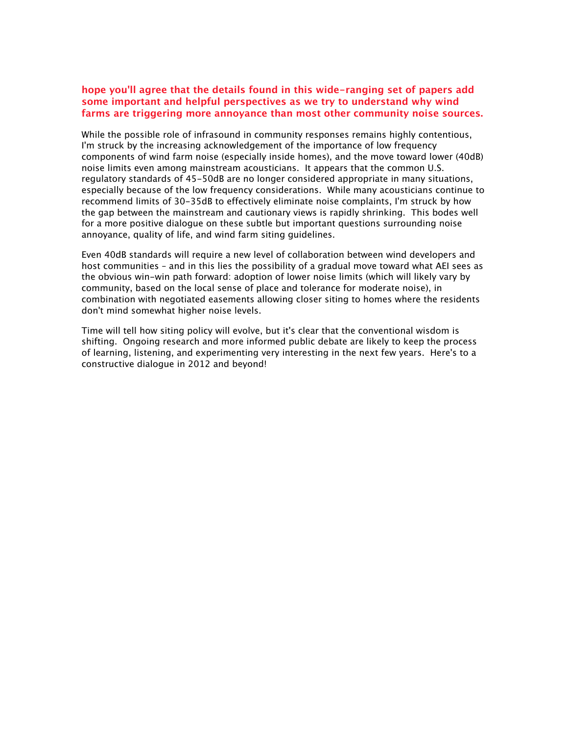**hope you'll agree that the details found in this wide-ranging set of papers add some important and helpful perspectives as we try to understand why wind farms are triggering more annoyance than most other community noise sources.**

While the possible role of infrasound in community responses remains highly contentious, I'm struck by the increasing acknowledgement of the importance of low frequency components of wind farm noise (especially inside homes), and the move toward lower (40dB) noise limits even among mainstream acousticians. It appears that the common U.S. regulatory standards of 45-50dB are no longer considered appropriate in many situations, especially because of the low frequency considerations. While many acousticians continue to recommend limits of 30-35dB to effectively eliminate noise complaints, I'm struck by how the gap between the mainstream and cautionary views is rapidly shrinking. This bodes well for a more positive dialogue on these subtle but important questions surrounding noise annoyance, quality of life, and wind farm siting guidelines.

Even 40dB standards will require a new level of collaboration between wind developers and host communities – and in this lies the possibility of a gradual move toward what AEI sees as the obvious win-win path forward: adoption of lower noise limits (which will likely vary by community, based on the local sense of place and tolerance for moderate noise), in combination with negotiated easements allowing closer siting to homes where the residents don't mind somewhat higher noise levels.

Time will tell how siting policy will evolve, but it's clear that the conventional wisdom is shifting. Ongoing research and more informed public debate are likely to keep the process of learning, listening, and experimenting very interesting in the next few years. Here's to a constructive dialogue in 2012 and beyond!